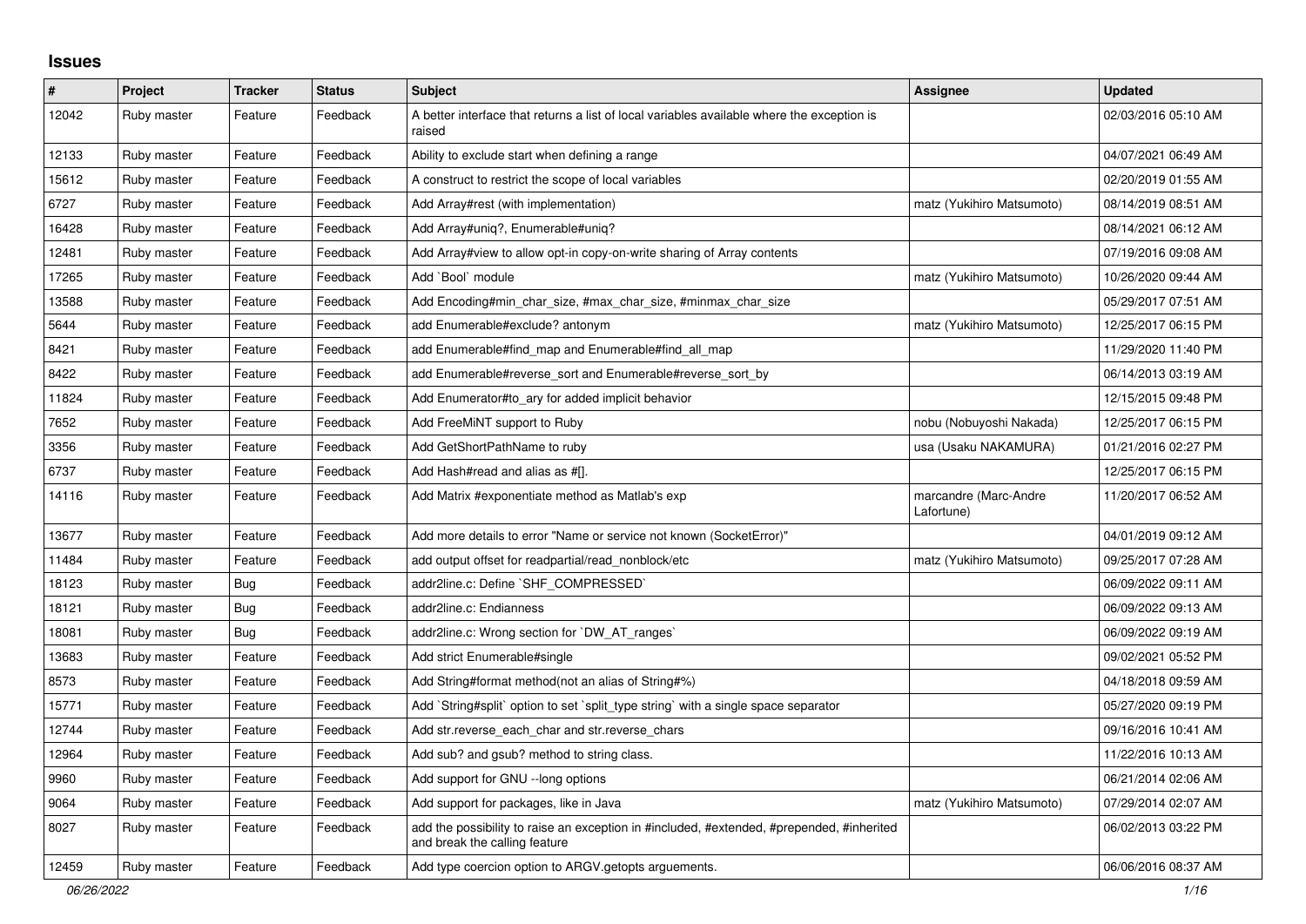# Issues

| # | Project | Tracker | Status | Subject | Assignee | Updated |
|---|---|---|---|---|---|---|
| 12042 | Ruby master | Feature | Feedback | A better interface that returns a list of local variables available where the exception is raised | | 02/03/2016 05:10 AM |
| 12133 | Ruby master | Feature | Feedback | Ability to exclude start when defining a range | | 04/07/2021 06:49 AM |
| 15612 | Ruby master | Feature | Feedback | A construct to restrict the scope of local variables | | 02/20/2019 01:55 AM |
| 6727 | Ruby master | Feature | Feedback | Add Array#rest (with implementation) | matz (Yukihiro Matsumoto) | 08/14/2019 08:51 AM |
| 16428 | Ruby master | Feature | Feedback | Add Array#uniq?, Enumerable#uniq? | | 08/14/2021 06:12 AM |
| 12481 | Ruby master | Feature | Feedback | Add Array#view to allow opt-in copy-on-write sharing of Array contents | | 07/19/2016 09:08 AM |
| 17265 | Ruby master | Feature | Feedback | Add `Bool` module | matz (Yukihiro Matsumoto) | 10/26/2020 09:44 AM |
| 13588 | Ruby master | Feature | Feedback | Add Encoding#min_char_size, #max_char_size, #minmax_char_size | | 05/29/2017 07:51 AM |
| 5644 | Ruby master | Feature | Feedback | add Enumerable#exclude? antonym | matz (Yukihiro Matsumoto) | 12/25/2017 06:15 PM |
| 8421 | Ruby master | Feature | Feedback | add Enumerable#find_map and Enumerable#find_all_map | | 11/29/2020 11:40 PM |
| 8422 | Ruby master | Feature | Feedback | add Enumerable#reverse_sort and Enumerable#reverse_sort_by | | 06/14/2013 03:19 AM |
| 11824 | Ruby master | Feature | Feedback | Add Enumerator#to_ary for added implicit behavior | | 12/15/2015 09:48 PM |
| 7652 | Ruby master | Feature | Feedback | Add FreeMiNT support to Ruby | nobu (Nobuyoshi Nakada) | 12/25/2017 06:15 PM |
| 3356 | Ruby master | Feature | Feedback | Add GetShortPathName to ruby | usa (Usaku NAKAMURA) | 01/21/2016 02:27 PM |
| 6737 | Ruby master | Feature | Feedback | Add Hash#read and alias as #[]. | | 12/25/2017 06:15 PM |
| 14116 | Ruby master | Feature | Feedback | Add Matrix #exponentiate method as Matlab's exp | marcandre (Marc-Andre Lafortune) | 11/20/2017 06:52 AM |
| 13677 | Ruby master | Feature | Feedback | Add more details to error "Name or service not known (SocketError)" | | 04/01/2019 09:12 AM |
| 11484 | Ruby master | Feature | Feedback | add output offset for readpartial/read_nonblock/etc | matz (Yukihiro Matsumoto) | 09/25/2017 07:28 AM |
| 18123 | Ruby master | Bug | Feedback | addr2line.c: Define `SHF_COMPRESSED` | | 06/09/2022 09:11 AM |
| 18121 | Ruby master | Bug | Feedback | addr2line.c: Endianness | | 06/09/2022 09:13 AM |
| 18081 | Ruby master | Bug | Feedback | addr2line.c: Wrong section for `DW_AT_ranges` | | 06/09/2022 09:19 AM |
| 13683 | Ruby master | Feature | Feedback | Add strict Enumerable#single | | 09/02/2021 05:52 PM |
| 8573 | Ruby master | Feature | Feedback | Add String#format method(not an alias of String#%) | | 04/18/2018 09:59 AM |
| 15771 | Ruby master | Feature | Feedback | Add `String#split` option to set `split_type string` with a single space separator | | 05/27/2020 09:19 PM |
| 12744 | Ruby master | Feature | Feedback | Add str.reverse_each_char and str.reverse_chars | | 09/16/2016 10:41 AM |
| 12964 | Ruby master | Feature | Feedback | Add sub? and gsub? method to string class. | | 11/22/2016 10:13 AM |
| 9960 | Ruby master | Feature | Feedback | Add support for GNU --long options | | 06/21/2014 02:06 AM |
| 9064 | Ruby master | Feature | Feedback | Add support for packages, like in Java | matz (Yukihiro Matsumoto) | 07/29/2014 02:07 AM |
| 8027 | Ruby master | Feature | Feedback | add the possibility to raise an exception in #included, #extended, #prepended, #inherited and break the calling feature | | 06/02/2013 03:22 PM |
| 12459 | Ruby master | Feature | Feedback | Add type coercion option to ARGV.getopts arguements. | | 06/06/2016 08:37 AM |

*06/26/2022*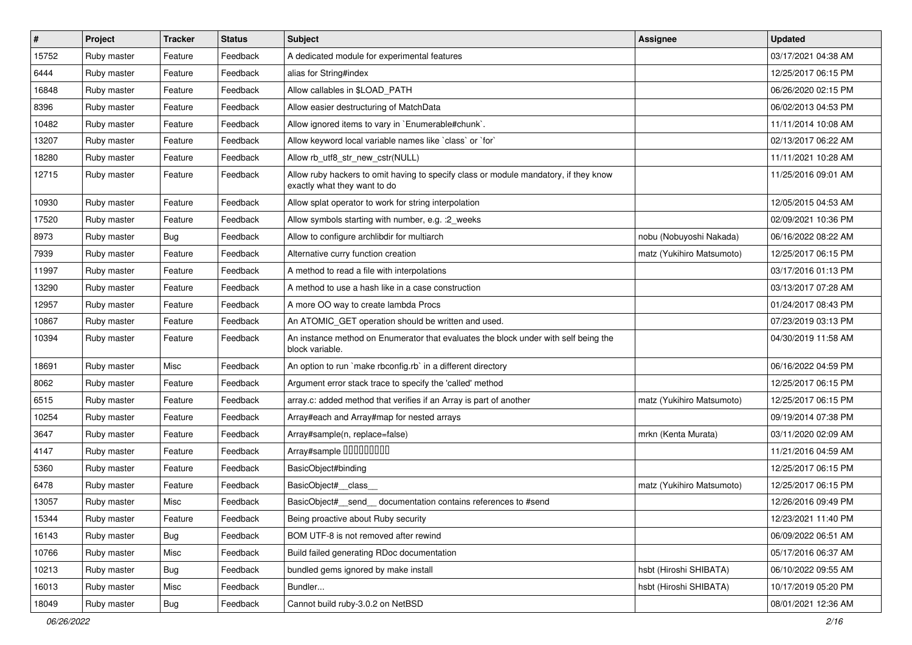| # | Project | Tracker | Status | Subject | Assignee | Updated |
|---|---|---|---|---|---|---|
| 15752 | Ruby master | Feature | Feedback | A dedicated module for experimental features | | 03/17/2021 04:38 AM |
| 6444 | Ruby master | Feature | Feedback | alias for String#index | | 12/25/2017 06:15 PM |
| 16848 | Ruby master | Feature | Feedback | Allow callables in $LOAD_PATH | | 06/26/2020 02:15 PM |
| 8396 | Ruby master | Feature | Feedback | Allow easier destructuring of MatchData | | 06/02/2013 04:53 PM |
| 10482 | Ruby master | Feature | Feedback | Allow ignored items to vary in `Enumerable#chunk`. | | 11/11/2014 10:08 AM |
| 13207 | Ruby master | Feature | Feedback | Allow keyword local variable names like `class` or `for` | | 02/13/2017 06:22 AM |
| 18280 | Ruby master | Feature | Feedback | Allow rb_utf8_str_new_cstr(NULL) | | 11/11/2021 10:28 AM |
| 12715 | Ruby master | Feature | Feedback | Allow ruby hackers to omit having to specify class or module mandatory, if they know exactly what they want to do | | 11/25/2016 09:01 AM |
| 10930 | Ruby master | Feature | Feedback | Allow splat operator to work for string interpolation | | 12/05/2015 04:53 AM |
| 17520 | Ruby master | Feature | Feedback | Allow symbols starting with number, e.g. :2_weeks | | 02/09/2021 10:36 PM |
| 8973 | Ruby master | Bug | Feedback | Allow to configure archlibdir for multiarch | nobu (Nobuyoshi Nakada) | 06/16/2022 08:22 AM |
| 7939 | Ruby master | Feature | Feedback | Alternative curry function creation | matz (Yukihiro Matsumoto) | 12/25/2017 06:15 PM |
| 11997 | Ruby master | Feature | Feedback | A method to read a file with interpolations | | 03/17/2016 01:13 PM |
| 13290 | Ruby master | Feature | Feedback | A method to use a hash like in a case construction | | 03/13/2017 07:28 AM |
| 12957 | Ruby master | Feature | Feedback | A more OO way to create lambda Procs | | 01/24/2017 08:43 PM |
| 10867 | Ruby master | Feature | Feedback | An ATOMIC_GET operation should be written and used. | | 07/23/2019 03:13 PM |
| 10394 | Ruby master | Feature | Feedback | An instance method on Enumerator that evaluates the block under with self being the block variable. | | 04/30/2019 11:58 AM |
| 18691 | Ruby master | Misc | Feedback | An option to run `make rbconfig.rb` in a different directory | | 06/16/2022 04:59 PM |
| 8062 | Ruby master | Feature | Feedback | Argument error stack trace to specify the 'called' method | | 12/25/2017 06:15 PM |
| 6515 | Ruby master | Feature | Feedback | array.c: added method that verifies if an Array is part of another | matz (Yukihiro Matsumoto) | 12/25/2017 06:15 PM |
| 10254 | Ruby master | Feature | Feedback | Array#each and Array#map for nested arrays | | 09/19/2014 07:38 PM |
| 3647 | Ruby master | Feature | Feedback | Array#sample(n, replace=false) | mrkn (Kenta Murata) | 03/11/2020 02:09 AM |
| 4147 | Ruby master | Feature | Feedback | Array#sample □□□□□□□□□ | | 11/21/2016 04:59 AM |
| 5360 | Ruby master | Feature | Feedback | BasicObject#binding | | 12/25/2017 06:15 PM |
| 6478 | Ruby master | Feature | Feedback | BasicObject#__class__ | matz (Yukihiro Matsumoto) | 12/25/2017 06:15 PM |
| 13057 | Ruby master | Misc | Feedback | BasicObject#__send__ documentation contains references to #send | | 12/26/2016 09:49 PM |
| 15344 | Ruby master | Feature | Feedback | Being proactive about Ruby security | | 12/23/2021 11:40 PM |
| 16143 | Ruby master | Bug | Feedback | BOM UTF-8 is not removed after rewind | | 06/09/2022 06:51 AM |
| 10766 | Ruby master | Misc | Feedback | Build failed generating RDoc documentation | | 05/17/2016 06:37 AM |
| 10213 | Ruby master | Bug | Feedback | bundled gems ignored by make install | hsbt (Hiroshi SHIBATA) | 06/10/2022 09:55 AM |
| 16013 | Ruby master | Misc | Feedback | Bundler... | hsbt (Hiroshi SHIBATA) | 10/17/2019 05:20 PM |
| 18049 | Ruby master | Bug | Feedback | Cannot build ruby-3.0.2 on NetBSD | | 08/01/2021 12:36 AM |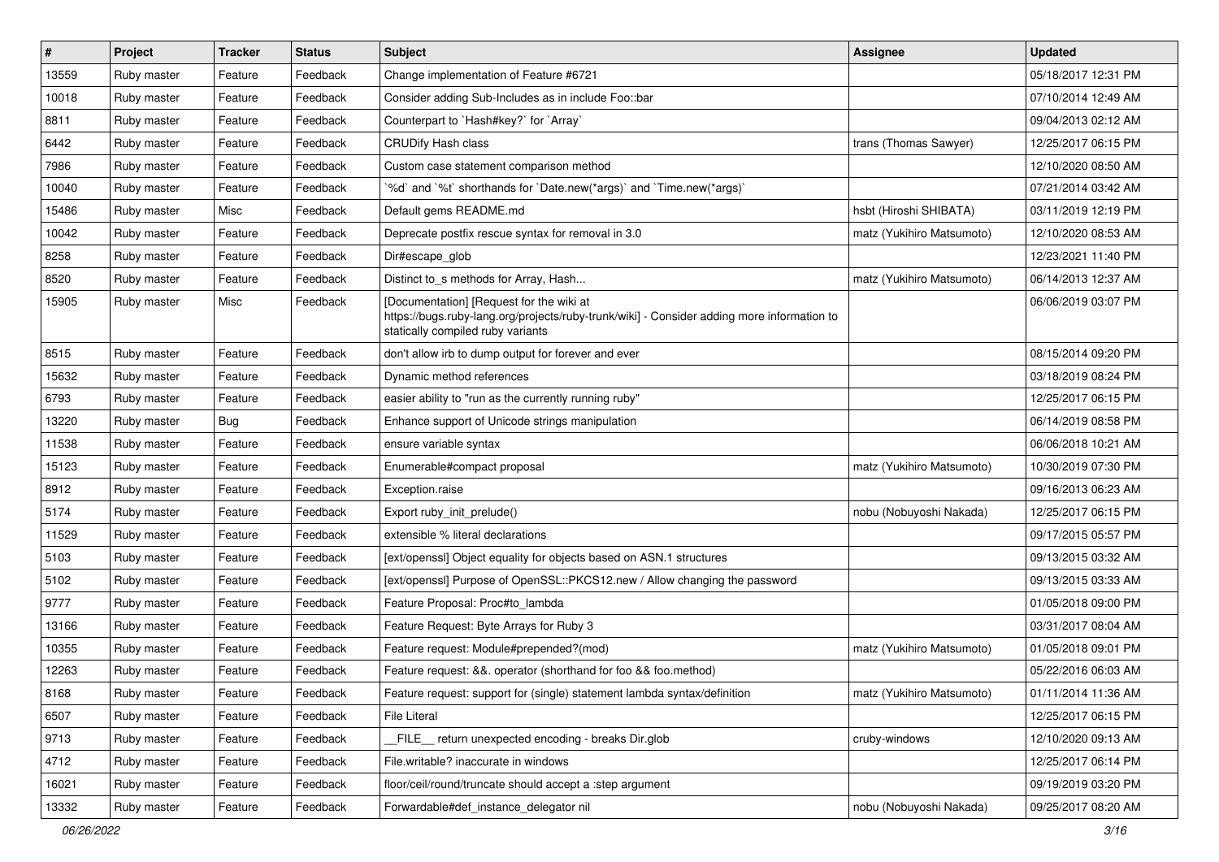| # | Project | Tracker | Status | Subject | Assignee | Updated |
|---|---|---|---|---|---|---|
| 13559 | Ruby master | Feature | Feedback | Change implementation of Feature #6721 | | 05/18/2017 12:31 PM |
| 10018 | Ruby master | Feature | Feedback | Consider adding Sub-Includes as in include Foo::bar | | 07/10/2014 12:49 AM |
| 8811 | Ruby master | Feature | Feedback | Counterpart to `Hash#key?` for `Array` | | 09/04/2013 02:12 AM |
| 6442 | Ruby master | Feature | Feedback | CRUDify Hash class | trans (Thomas Sawyer) | 12/25/2017 06:15 PM |
| 7986 | Ruby master | Feature | Feedback | Custom case statement comparison method | | 12/10/2020 08:50 AM |
| 10040 | Ruby master | Feature | Feedback | `%d` and `%t` shorthands for `Date.new(*args)` and `Time.new(*args)` | | 07/21/2014 03:42 AM |
| 15486 | Ruby master | Misc | Feedback | Default gems README.md | hsbt (Hiroshi SHIBATA) | 03/11/2019 12:19 PM |
| 10042 | Ruby master | Feature | Feedback | Deprecate postfix rescue syntax for removal in 3.0 | matz (Yukihiro Matsumoto) | 12/10/2020 08:53 AM |
| 8258 | Ruby master | Feature | Feedback | Dir#escape_glob | | 12/23/2021 11:40 PM |
| 8520 | Ruby master | Feature | Feedback | Distinct to_s methods for Array, Hash... | matz (Yukihiro Matsumoto) | 06/14/2013 12:37 AM |
| 15905 | Ruby master | Misc | Feedback | [Documentation] [Request for the wiki at https://bugs.ruby-lang.org/projects/ruby-trunk/wiki] - Consider adding more information to statically compiled ruby variants | | 06/06/2019 03:07 PM |
| 8515 | Ruby master | Feature | Feedback | don't allow irb to dump output for forever and ever | | 08/15/2014 09:20 PM |
| 15632 | Ruby master | Feature | Feedback | Dynamic method references | | 03/18/2019 08:24 PM |
| 6793 | Ruby master | Feature | Feedback | easier ability to "run as the currently running ruby" | | 12/25/2017 06:15 PM |
| 13220 | Ruby master | Bug | Feedback | Enhance support of Unicode strings manipulation | | 06/14/2019 08:58 PM |
| 11538 | Ruby master | Feature | Feedback | ensure variable syntax | | 06/06/2018 10:21 AM |
| 15123 | Ruby master | Feature | Feedback | Enumerable#compact proposal | matz (Yukihiro Matsumoto) | 10/30/2019 07:30 PM |
| 8912 | Ruby master | Feature | Feedback | Exception.raise | | 09/16/2013 06:23 AM |
| 5174 | Ruby master | Feature | Feedback | Export ruby_init_prelude() | nobu (Nobuyoshi Nakada) | 12/25/2017 06:15 PM |
| 11529 | Ruby master | Feature | Feedback | extensible % literal declarations | | 09/17/2015 05:57 PM |
| 5103 | Ruby master | Feature | Feedback | [ext/openssl] Object equality for objects based on ASN.1 structures | | 09/13/2015 03:32 AM |
| 5102 | Ruby master | Feature | Feedback | [ext/openssl] Purpose of OpenSSL::PKCS12.new / Allow changing the password | | 09/13/2015 03:33 AM |
| 9777 | Ruby master | Feature | Feedback | Feature Proposal: Proc#to_lambda | | 01/05/2018 09:00 PM |
| 13166 | Ruby master | Feature | Feedback | Feature Request: Byte Arrays for Ruby 3 | | 03/31/2017 08:04 AM |
| 10355 | Ruby master | Feature | Feedback | Feature request: Module#prepended?(mod) | matz (Yukihiro Matsumoto) | 01/05/2018 09:01 PM |
| 12263 | Ruby master | Feature | Feedback | Feature request: &&. operator (shorthand for foo && foo.method) | | 05/22/2016 06:03 AM |
| 8168 | Ruby master | Feature | Feedback | Feature Request: support for (single) statement lambda syntax/definition | matz (Yukihiro Matsumoto) | 01/11/2014 11:36 AM |
| 6507 | Ruby master | Feature | Feedback | File Literal | | 12/25/2017 06:15 PM |
| 9713 | Ruby master | Feature | Feedback | __FILE__ return unexpected encoding - breaks Dir.glob | cruby-windows | 12/10/2020 09:13 AM |
| 4712 | Ruby master | Feature | Feedback | File.writable? inaccurate in windows | | 12/25/2017 06:14 PM |
| 16021 | Ruby master | Feature | Feedback | floor/ceil/round/truncate should accept a :step argument | | 09/19/2019 03:20 PM |
| 13332 | Ruby master | Feature | Feedback | Forwardable#def_instance_delegator nil | nobu (Nobuyoshi Nakada) | 09/25/2017 08:20 AM |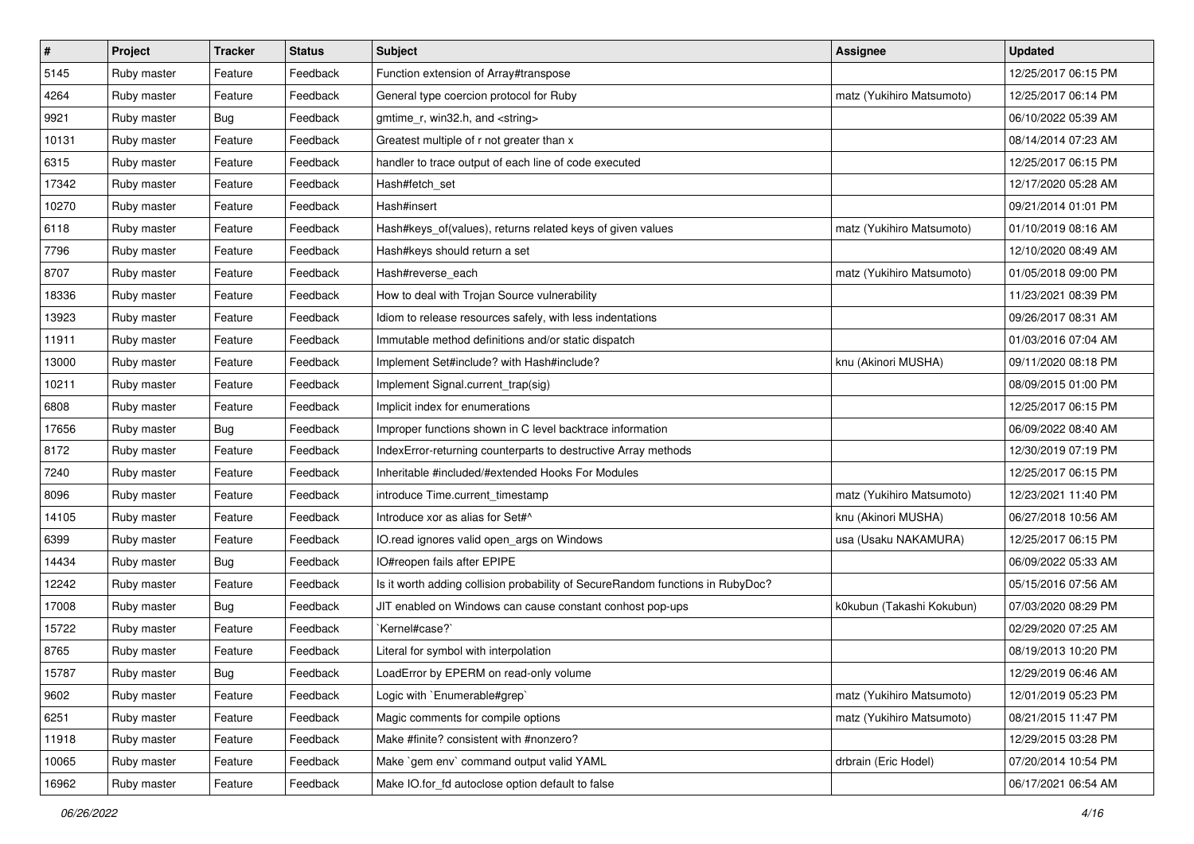| # | Project | Tracker | Status | Subject | Assignee | Updated |
|---|---|---|---|---|---|---|
| 5145 | Ruby master | Feature | Feedback | Function extension of Array#transpose | | 12/25/2017 06:15 PM |
| 4264 | Ruby master | Feature | Feedback | General type coercion protocol for Ruby | matz (Yukihiro Matsumoto) | 12/25/2017 06:14 PM |
| 9921 | Ruby master | Bug | Feedback | gmtime_r, win32.h, and <string> | | 06/10/2022 05:39 AM |
| 10131 | Ruby master | Feature | Feedback | Greatest multiple of r not greater than x | | 08/14/2014 07:23 AM |
| 6315 | Ruby master | Feature | Feedback | handler to trace output of each line of code executed | | 12/25/2017 06:15 PM |
| 17342 | Ruby master | Feature | Feedback | Hash#fetch_set | | 12/17/2020 05:28 AM |
| 10270 | Ruby master | Feature | Feedback | Hash#insert | | 09/21/2014 01:01 PM |
| 6118 | Ruby master | Feature | Feedback | Hash#keys_of(values), returns related keys of given values | matz (Yukihiro Matsumoto) | 01/10/2019 08:16 AM |
| 7796 | Ruby master | Feature | Feedback | Hash#keys should return a set | | 12/10/2020 08:49 AM |
| 8707 | Ruby master | Feature | Feedback | Hash#reverse_each | matz (Yukihiro Matsumoto) | 01/05/2018 09:00 PM |
| 18336 | Ruby master | Feature | Feedback | How to deal with Trojan Source vulnerability | | 11/23/2021 08:39 PM |
| 13923 | Ruby master | Feature | Feedback | Idiom to release resources safely, with less indentations | | 09/26/2017 08:31 AM |
| 11911 | Ruby master | Feature | Feedback | Immutable method definitions and/or static dispatch | | 01/03/2016 07:04 AM |
| 13000 | Ruby master | Feature | Feedback | Implement Set#include? with Hash#include? | knu (Akinori MUSHA) | 09/11/2020 08:18 PM |
| 10211 | Ruby master | Feature | Feedback | Implement Signal.current_trap(sig) | | 08/09/2015 01:00 PM |
| 6808 | Ruby master | Feature | Feedback | Implicit index for enumerations | | 12/25/2017 06:15 PM |
| 17656 | Ruby master | Bug | Feedback | Improper functions shown in C level backtrace information | | 06/09/2022 08:40 AM |
| 8172 | Ruby master | Feature | Feedback | IndexError-returning counterparts to destructive Array methods | | 12/30/2019 07:19 PM |
| 7240 | Ruby master | Feature | Feedback | Inheritable #included/#extended Hooks For Modules | | 12/25/2017 06:15 PM |
| 8096 | Ruby master | Feature | Feedback | introduce Time.current_timestamp | matz (Yukihiro Matsumoto) | 12/23/2021 11:40 PM |
| 14105 | Ruby master | Feature | Feedback | Introduce xor as alias for Set#^ | knu (Akinori MUSHA) | 06/27/2018 10:56 AM |
| 6399 | Ruby master | Feature | Feedback | IO.read ignores valid open_args on Windows | usa (Usaku NAKAMURA) | 12/25/2017 06:15 PM |
| 14434 | Ruby master | Bug | Feedback | IO#reopen fails after EPIPE | | 06/09/2022 05:33 AM |
| 12242 | Ruby master | Feature | Feedback | Is it worth adding collision probability of SecureRandom functions in RubyDoc? | | 05/15/2016 07:56 AM |
| 17008 | Ruby master | Bug | Feedback | JIT enabled on Windows can cause constant conhost pop-ups | k0kubun (Takashi Kokubun) | 07/03/2020 08:29 PM |
| 15722 | Ruby master | Feature | Feedback | `Kernel#case?` | | 02/29/2020 07:25 AM |
| 8765 | Ruby master | Feature | Feedback | Literal for symbol with interpolation | | 08/19/2013 10:20 PM |
| 15787 | Ruby master | Bug | Feedback | LoadError by EPERM on read-only volume | | 12/29/2019 06:46 AM |
| 9602 | Ruby master | Feature | Feedback | Logic with `Enumerable#grep` | matz (Yukihiro Matsumoto) | 12/01/2019 05:23 PM |
| 6251 | Ruby master | Feature | Feedback | Magic comments for compile options | matz (Yukihiro Matsumoto) | 08/21/2015 11:47 PM |
| 11918 | Ruby master | Feature | Feedback | Make #finite? consistent with #nonzero? | | 12/29/2015 03:28 PM |
| 10065 | Ruby master | Feature | Feedback | Make `gem env` command output valid YAML | drbrain (Eric Hodel) | 07/20/2014 10:54 PM |
| 16962 | Ruby master | Feature | Feedback | Make IO.for_fd autoclose option default to false | | 06/17/2021 06:54 AM |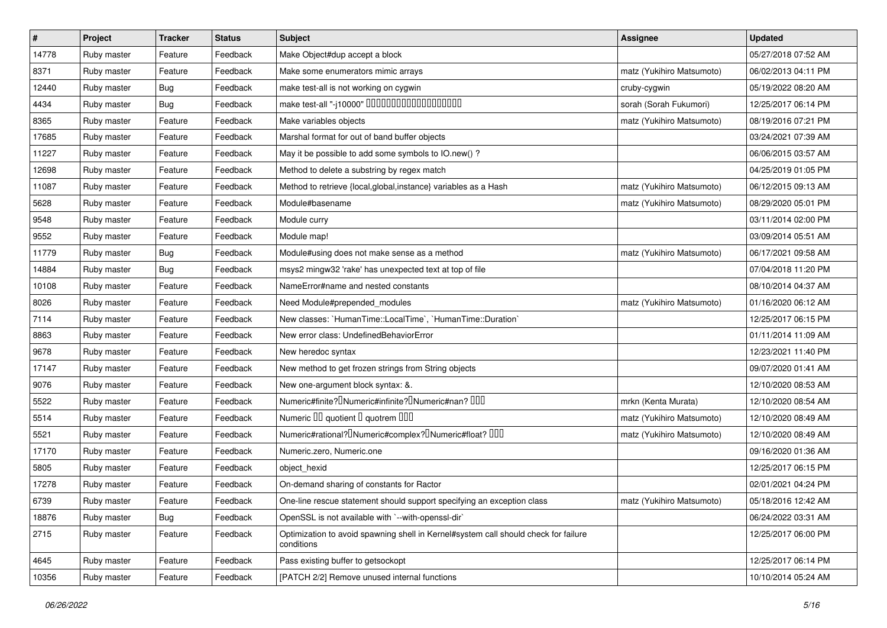| # | Project | Tracker | Status | Subject | Assignee | Updated |
|---|---|---|---|---|---|---|
| 14778 | Ruby master | Feature | Feedback | Make Object#dup accept a block | | 05/27/2018 07:52 AM |
| 8371 | Ruby master | Feature | Feedback | Make some enumerators mimic arrays | matz (Yukihiro Matsumoto) | 06/02/2013 04:11 PM |
| 12440 | Ruby master | Bug | Feedback | make test-all is not working on cygwin | cruby-cygwin | 05/19/2022 08:20 AM |
| 4434 | Ruby master | Bug | Feedback | make test-all "-j10000" ������������������� | sorah (Sorah Fukumori) | 12/25/2017 06:14 PM |
| 8365 | Ruby master | Feature | Feedback | Make variables objects | matz (Yukihiro Matsumoto) | 08/19/2016 07:21 PM |
| 17685 | Ruby master | Feature | Feedback | Marshal format for out of band buffer objects | | 03/24/2021 07:39 AM |
| 11227 | Ruby master | Feature | Feedback | May it be possible to add some symbols to IO.new() ? | | 06/06/2015 03:57 AM |
| 12698 | Ruby master | Feature | Feedback | Method to delete a substring by regex match | | 04/25/2019 01:05 PM |
| 11087 | Ruby master | Feature | Feedback | Method to retrieve {local,global,instance} variables as a Hash | matz (Yukihiro Matsumoto) | 06/12/2015 09:13 AM |
| 5628 | Ruby master | Feature | Feedback | Module#basename | matz (Yukihiro Matsumoto) | 08/29/2020 05:01 PM |
| 9548 | Ruby master | Feature | Feedback | Module curry | | 03/11/2014 02:00 PM |
| 9552 | Ruby master | Feature | Feedback | Module map! | | 03/09/2014 05:51 AM |
| 11779 | Ruby master | Bug | Feedback | Module#using does not make sense as a method | matz (Yukihiro Matsumoto) | 06/17/2021 09:58 AM |
| 14884 | Ruby master | Bug | Feedback | msys2 mingw32 'rake' has unexpected text at top of file | | 07/04/2018 11:20 PM |
| 10108 | Ruby master | Feature | Feedback | NameError#name and nested constants | | 08/10/2014 04:37 AM |
| 8026 | Ruby master | Feature | Feedback | Need Module#prepended_modules | matz (Yukihiro Matsumoto) | 01/16/2020 06:12 AM |
| 7114 | Ruby master | Feature | Feedback | New classes: `HumanTime::LocalTime`, `HumanTime::Duration` | | 12/25/2017 06:15 PM |
| 8863 | Ruby master | Feature | Feedback | New error class: UndefinedBehaviorError | | 01/11/2014 11:09 AM |
| 9678 | Ruby master | Feature | Feedback | New heredoc syntax | | 12/23/2021 11:40 PM |
| 17147 | Ruby master | Feature | Feedback | New method to get frozen strings from String objects | | 09/07/2020 01:41 AM |
| 9076 | Ruby master | Feature | Feedback | New one-argument block syntax: &. | | 12/10/2020 08:53 AM |
| 5522 | Ruby master | Feature | Feedback | Numeric#finite?�Numeric#infinite?�Numeric#nan? ��� | mrkn (Kenta Murata) | 12/10/2020 08:54 AM |
| 5514 | Ruby master | Feature | Feedback | Numeric �� quotient � quotrem ��� | matz (Yukihiro Matsumoto) | 12/10/2020 08:49 AM |
| 5521 | Ruby master | Feature | Feedback | Numeric#rational?�Numeric#complex?�Numeric#float? ��� | matz (Yukihiro Matsumoto) | 12/10/2020 08:49 AM |
| 17170 | Ruby master | Feature | Feedback | Numeric.zero, Numeric.one | | 09/16/2020 01:36 AM |
| 5805 | Ruby master | Feature | Feedback | object_hexid | | 12/25/2017 06:15 PM |
| 17278 | Ruby master | Feature | Feedback | On-demand sharing of constants for Ractor | | 02/01/2021 04:24 PM |
| 6739 | Ruby master | Feature | Feedback | One-line rescue statement should support specifying an exception class | matz (Yukihiro Matsumoto) | 05/18/2016 12:42 AM |
| 18876 | Ruby master | Bug | Feedback | OpenSSL is not available with `--with-openssl-dir` | | 06/24/2022 03:31 AM |
| 2715 | Ruby master | Feature | Feedback | Optimization to avoid spawning shell in Kernel#system call should check for failure conditions | | 12/25/2017 06:00 PM |
| 4645 | Ruby master | Feature | Feedback | Pass existing buffer to getsockopt | | 12/25/2017 06:14 PM |
| 10356 | Ruby master | Feature | Feedback | [PATCH 2/2] Remove unused internal functions | | 10/10/2014 05:24 AM |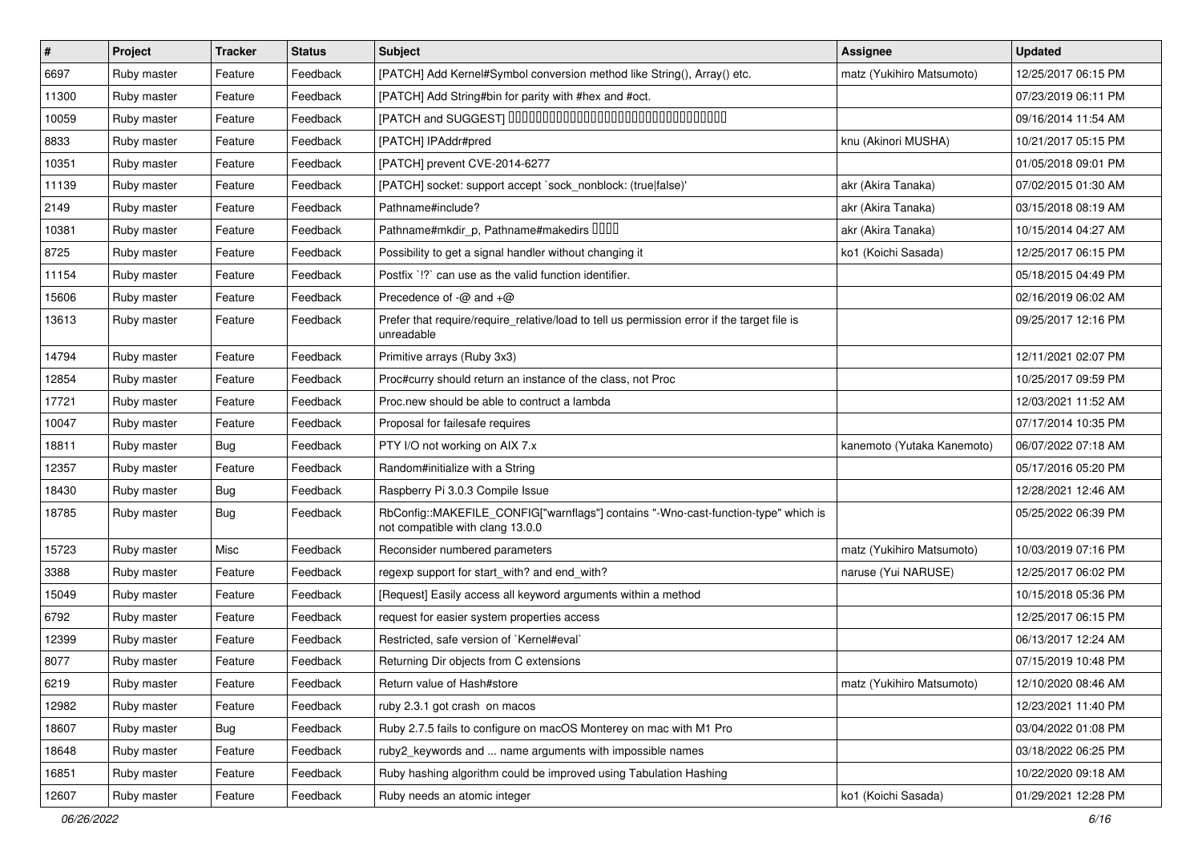| # | Project | Tracker | Status | Subject | Assignee | Updated |
|---|---|---|---|---|---|---|
| 6697 | Ruby master | Feature | Feedback | [PATCH] Add Kernel#Symbol conversion method like String(), Array() etc. | matz (Yukihiro Matsumoto) | 12/25/2017 06:15 PM |
| 11300 | Ruby master | Feature | Feedback | [PATCH] Add String#bin for parity with #hex and #oct. | | 07/23/2019 06:11 PM |
| 10059 | Ruby master | Feature | Feedback | [PATCH and SUGGEST] 0000000000000000000000000000000000000 | | 09/16/2014 11:54 AM |
| 8833 | Ruby master | Feature | Feedback | [PATCH] IPAddr#pred | knu (Akinori MUSHA) | 10/21/2017 05:15 PM |
| 10351 | Ruby master | Feature | Feedback | [PATCH] prevent CVE-2014-6277 | | 01/05/2018 09:01 PM |
| 11139 | Ruby master | Feature | Feedback | [PATCH] socket: support accept `sock_nonblock: (true\|false)' | akr (Akira Tanaka) | 07/02/2015 01:30 AM |
| 2149 | Ruby master | Feature | Feedback | Pathname#include? | akr (Akira Tanaka) | 03/15/2018 08:19 AM |
| 10381 | Ruby master | Feature | Feedback | Pathname#mkdir_p, Pathname#makedirs 0000 | akr (Akira Tanaka) | 10/15/2014 04:27 AM |
| 8725 | Ruby master | Feature | Feedback | Possibility to get a signal handler without changing it | ko1 (Koichi Sasada) | 12/25/2017 06:15 PM |
| 11154 | Ruby master | Feature | Feedback | Postfix `!?` can use as the valid function identifier. | | 05/18/2015 04:49 PM |
| 15606 | Ruby master | Feature | Feedback | Precedence of -@ and +@ | | 02/16/2019 06:02 AM |
| 13613 | Ruby master | Feature | Feedback | Prefer that require/require_relative/load to tell us permission error if the target file is unreadable | | 09/25/2017 12:16 PM |
| 14794 | Ruby master | Feature | Feedback | Primitive arrays (Ruby 3x3) | | 12/11/2021 02:07 PM |
| 12854 | Ruby master | Feature | Feedback | Proc#curry should return an instance of the class, not Proc | | 10/25/2017 09:59 PM |
| 17721 | Ruby master | Feature | Feedback | Proc.new should be able to contruct a lambda | | 12/03/2021 11:52 AM |
| 10047 | Ruby master | Feature | Feedback | Proposal for failesafe requires | | 07/17/2014 10:35 PM |
| 18811 | Ruby master | Bug | Feedback | PTY I/O not working on AIX 7.x | kanemoto (Yutaka Kanemoto) | 06/07/2022 07:18 AM |
| 12357 | Ruby master | Feature | Feedback | Random#initialize with a String | | 05/17/2016 05:20 PM |
| 18430 | Ruby master | Bug | Feedback | Raspberry Pi 3.0.3 Compile Issue | | 12/28/2021 12:46 AM |
| 18785 | Ruby master | Bug | Feedback | RbConfig::MAKEFILE_CONFIG["warnflags"] contains "-Wno-cast-function-type" which is not compatible with clang 13.0.0 | | 05/25/2022 06:39 PM |
| 15723 | Ruby master | Misc | Feedback | Reconsider numbered parameters | matz (Yukihiro Matsumoto) | 10/03/2019 07:16 PM |
| 3388 | Ruby master | Feature | Feedback | regexp support for start_with? and end_with? | naruse (Yui NARUSE) | 12/25/2017 06:02 PM |
| 15049 | Ruby master | Feature | Feedback | [Request] Easily access all keyword arguments within a method | | 10/15/2018 05:36 PM |
| 6792 | Ruby master | Feature | Feedback | request for easier system properties access | | 12/25/2017 06:15 PM |
| 12399 | Ruby master | Feature | Feedback | Restricted, safe version of `Kernel#eval` | | 06/13/2017 12:24 AM |
| 8077 | Ruby master | Feature | Feedback | Returning Dir objects from C extensions | | 07/15/2019 10:48 PM |
| 6219 | Ruby master | Feature | Feedback | Return value of Hash#store | matz (Yukihiro Matsumoto) | 12/10/2020 08:46 AM |
| 12982 | Ruby master | Feature | Feedback | ruby 2.3.1 got crash on macos | | 12/23/2021 11:40 PM |
| 18607 | Ruby master | Bug | Feedback | Ruby 2.7.5 fails to configure on macOS Monterey on mac with M1 Pro | | 03/04/2022 01:08 PM |
| 18648 | Ruby master | Feature | Feedback | ruby2_keywords and ... name arguments with impossible names | | 03/18/2022 06:25 PM |
| 16851 | Ruby master | Feature | Feedback | Ruby hashing algorithm could be improved using Tabulation Hashing | | 10/22/2020 09:18 AM |
| 12607 | Ruby master | Feature | Feedback | Ruby needs an atomic integer | ko1 (Koichi Sasada) | 01/29/2021 12:28 PM |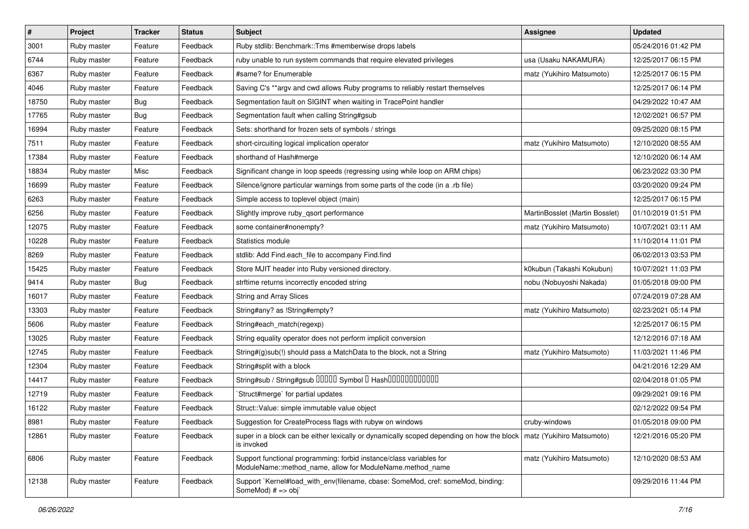| # | Project | Tracker | Status | Subject | Assignee | Updated |
|---|---|---|---|---|---|---|
| 3001 | Ruby master | Feature | Feedback | Ruby stdlib: Benchmark::Tms #memberwise drops labels | | 05/24/2016 01:42 PM |
| 6744 | Ruby master | Feature | Feedback | ruby unable to run system commands that require elevated privileges | usa (Usaku NAKAMURA) | 12/25/2017 06:15 PM |
| 6367 | Ruby master | Feature | Feedback | #same? for Enumerable | matz (Yukihiro Matsumoto) | 12/25/2017 06:15 PM |
| 4046 | Ruby master | Feature | Feedback | Saving C's **argv and cwd allows Ruby programs to reliably restart themselves | | 12/25/2017 06:14 PM |
| 18750 | Ruby master | Bug | Feedback | Segmentation fault on SIGINT when waiting in TracePoint handler | | 04/29/2022 10:47 AM |
| 17765 | Ruby master | Bug | Feedback | Segmentation fault when calling String#gsub | | 12/02/2021 06:57 PM |
| 16994 | Ruby master | Feature | Feedback | Sets: shorthand for frozen sets of symbols / strings | | 09/25/2020 08:15 PM |
| 7511 | Ruby master | Feature | Feedback | short-circuiting logical implication operator | matz (Yukihiro Matsumoto) | 12/10/2020 08:55 AM |
| 17384 | Ruby master | Feature | Feedback | shorthand of Hash#merge | | 12/10/2020 06:14 AM |
| 18834 | Ruby master | Misc | Feedback | Significant change in loop speeds (regressing using while loop on ARM chips) | | 06/23/2022 03:30 PM |
| 16699 | Ruby master | Feature | Feedback | Silence/ignore particular warnings from some parts of the code (in a .rb file) | | 03/20/2020 09:24 PM |
| 6263 | Ruby master | Feature | Feedback | Simple access to toplevel object (main) | | 12/25/2017 06:15 PM |
| 6256 | Ruby master | Feature | Feedback | Slightly improve ruby_qsort performance | MartinBosslet (Martin Bosslet) | 01/10/2019 01:51 PM |
| 12075 | Ruby master | Feature | Feedback | some container#nonempty? | matz (Yukihiro Matsumoto) | 10/07/2021 03:11 AM |
| 10228 | Ruby master | Feature | Feedback | Statistics module | | 11/10/2014 11:01 PM |
| 8269 | Ruby master | Feature | Feedback | stdlib: Add Find.each_file to accompany Find.find | | 06/02/2013 03:53 PM |
| 15425 | Ruby master | Feature | Feedback | Store MJIT header into Ruby versioned directory. | k0kubun (Takashi Kokubun) | 10/07/2021 11:03 PM |
| 9414 | Ruby master | Bug | Feedback | strftime returns incorrectly encoded string | nobu (Nobuyoshi Nakada) | 01/05/2018 09:00 PM |
| 16017 | Ruby master | Feature | Feedback | String and Array Slices | | 07/24/2019 07:28 AM |
| 13303 | Ruby master | Feature | Feedback | String#any? as !String#empty? | matz (Yukihiro Matsumoto) | 02/23/2021 05:14 PM |
| 5606 | Ruby master | Feature | Feedback | String#each_match(regexp) | | 12/25/2017 06:15 PM |
| 13025 | Ruby master | Feature | Feedback | String equality operator does not perform implicit conversion | | 12/12/2016 07:18 AM |
| 12745 | Ruby master | Feature | Feedback | String#(g)sub(!) should pass a MatchData to the block, not a String | matz (Yukihiro Matsumoto) | 11/03/2021 11:46 PM |
| 12304 | Ruby master | Feature | Feedback | String#split with a block | | 04/21/2016 12:29 AM |
| 14417 | Ruby master | Feature | Feedback | String#sub / String#gsub の置換文字列に Symbol と Hashを渡せるようにする | | 02/04/2018 01:05 PM |
| 12719 | Ruby master | Feature | Feedback | `Struct#merge` for partial updates | | 09/29/2021 09:16 PM |
| 16122 | Ruby master | Feature | Feedback | Struct::Value: simple immutable value object | | 02/12/2022 09:54 PM |
| 8981 | Ruby master | Feature | Feedback | Suggestion for CreateProcess flags with rubyw on windows | cruby-windows | 01/05/2018 09:00 PM |
| 12861 | Ruby master | Feature | Feedback | super in a block can be either lexically or dynamically scoped depending on how the block is invoked | matz (Yukihiro Matsumoto) | 12/21/2016 05:20 PM |
| 6806 | Ruby master | Feature | Feedback | Support functional programming: forbid instance/class variables for ModuleName::method_name, allow for ModuleName.method_name | matz (Yukihiro Matsumoto) | 12/10/2020 08:53 AM |
| 12138 | Ruby master | Feature | Feedback | Support `Kernel#load_with_env(filename, cbase: SomeMod, cref: someMod, binding: SomeMod) # => obj` | | 09/29/2016 11:44 PM |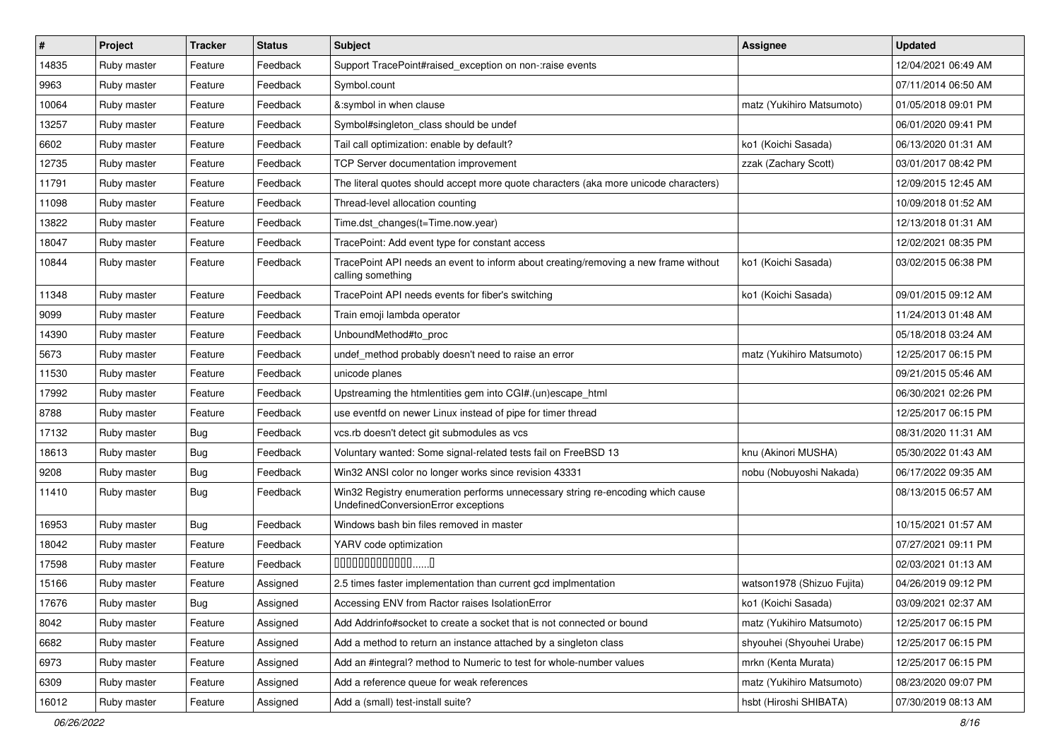| # | Project | Tracker | Status | Subject | Assignee | Updated |
|---|---|---|---|---|---|---|
| 14835 | Ruby master | Feature | Feedback | Support TracePoint#raised_exception on non-:raise events | | 12/04/2021 06:49 AM |
| 9963 | Ruby master | Feature | Feedback | Symbol.count | | 07/11/2014 06:50 AM |
| 10064 | Ruby master | Feature | Feedback | &:symbol in when clause | matz (Yukihiro Matsumoto) | 01/05/2018 09:01 PM |
| 13257 | Ruby master | Feature | Feedback | Symbol#singleton_class should be undef | | 06/01/2020 09:41 PM |
| 6602 | Ruby master | Feature | Feedback | Tail call optimization: enable by default? | ko1 (Koichi Sasada) | 06/13/2020 01:31 AM |
| 12735 | Ruby master | Feature | Feedback | TCP Server documentation improvement | zzak (Zachary Scott) | 03/01/2017 08:42 PM |
| 11791 | Ruby master | Feature | Feedback | The literal quotes should accept more quote characters (aka more unicode characters) | | 12/09/2015 12:45 AM |
| 11098 | Ruby master | Feature | Feedback | Thread-level allocation counting | | 10/09/2018 01:52 AM |
| 13822 | Ruby master | Feature | Feedback | Time.dst_changes(t=Time.now.year) | | 12/13/2018 01:31 AM |
| 18047 | Ruby master | Feature | Feedback | TracePoint: Add event type for constant access | | 12/02/2021 08:35 PM |
| 10844 | Ruby master | Feature | Feedback | TracePoint API needs an event to inform about creating/removing a new frame without calling something | ko1 (Koichi Sasada) | 03/02/2015 06:38 PM |
| 11348 | Ruby master | Feature | Feedback | TracePoint API needs events for fiber's switching | ko1 (Koichi Sasada) | 09/01/2015 09:12 AM |
| 9099 | Ruby master | Feature | Feedback | Train emoji lambda operator | | 11/24/2013 01:48 AM |
| 14390 | Ruby master | Feature | Feedback | UnboundMethod#to_proc | | 05/18/2018 03:24 AM |
| 5673 | Ruby master | Feature | Feedback | undef_method probably doesn't need to raise an error | matz (Yukihiro Matsumoto) | 12/25/2017 06:15 PM |
| 11530 | Ruby master | Feature | Feedback | unicode planes | | 09/21/2015 05:46 AM |
| 17992 | Ruby master | Feature | Feedback | Upstreaming the htmlentities gem into CGI#.(un)escape_html | | 06/30/2021 02:26 PM |
| 8788 | Ruby master | Feature | Feedback | use eventfd on newer Linux instead of pipe for timer thread | | 12/25/2017 06:15 PM |
| 17132 | Ruby master | Bug | Feedback | vcs.rb doesn't detect git submodules as vcs | | 08/31/2020 11:31 AM |
| 18613 | Ruby master | Bug | Feedback | Voluntary wanted: Some signal-related tests fail on FreeBSD 13 | knu (Akinori MUSHA) | 05/30/2022 01:43 AM |
| 9208 | Ruby master | Bug | Feedback | Win32 ANSI color no longer works since revision 43331 | nobu (Nobuyoshi Nakada) | 06/17/2022 09:35 AM |
| 11410 | Ruby master | Bug | Feedback | Win32 Registry enumeration performs unnecessary string re-encoding which cause UndefinedConversionError exceptions | | 08/13/2015 06:57 AM |
| 16953 | Ruby master | Bug | Feedback | Windows bash bin files removed in master | | 10/15/2021 01:57 AM |
| 18042 | Ruby master | Feature | Feedback | YARV code optimization | | 07/27/2021 09:11 PM |
| 17598 | Ruby master | Feature | Feedback | 0000000000000......0 | | 02/03/2021 01:13 AM |
| 15166 | Ruby master | Feature | Assigned | 2.5 times faster implementation than current gcd implmentation | watson1978 (Shizuo Fujita) | 04/26/2019 09:12 PM |
| 17676 | Ruby master | Bug | Assigned | Accessing ENV from Ractor raises IsolationError | ko1 (Koichi Sasada) | 03/09/2021 02:37 AM |
| 8042 | Ruby master | Feature | Assigned | Add Addrinfo#socket to create a socket that is not connected or bound | matz (Yukihiro Matsumoto) | 12/25/2017 06:15 PM |
| 6682 | Ruby master | Feature | Assigned | Add a method to return an instance attached by a singleton class | shyouhei (Shyouhei Urabe) | 12/25/2017 06:15 PM |
| 6973 | Ruby master | Feature | Assigned | Add an #integral? method to Numeric to test for whole-number values | mrkn (Kenta Murata) | 12/25/2017 06:15 PM |
| 6309 | Ruby master | Feature | Assigned | Add a reference queue for weak references | matz (Yukihiro Matsumoto) | 08/23/2020 09:07 PM |
| 16012 | Ruby master | Feature | Assigned | Add a (small) test-install suite? | hsbt (Hiroshi SHIBATA) | 07/30/2019 08:13 AM |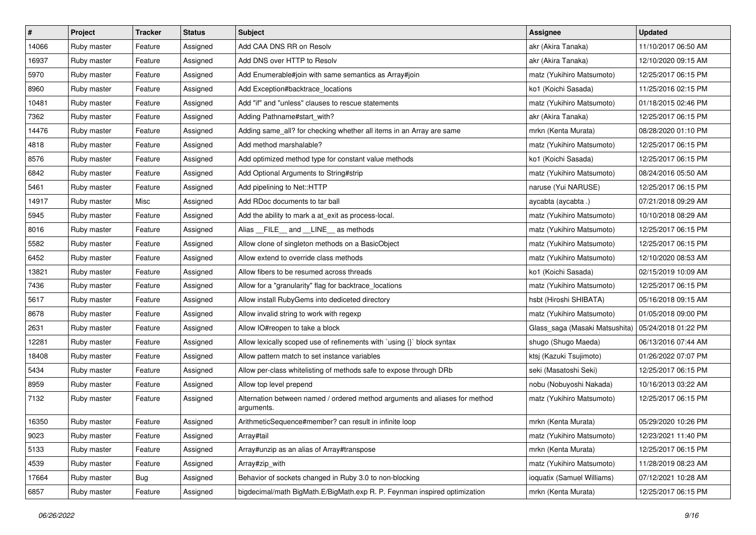| # | Project | Tracker | Status | Subject | Assignee | Updated |
| --- | --- | --- | --- | --- | --- | --- |
| 14066 | Ruby master | Feature | Assigned | Add CAA DNS RR on Resolv | akr (Akira Tanaka) | 11/10/2017 06:50 AM |
| 16937 | Ruby master | Feature | Assigned | Add DNS over HTTP to Resolv | akr (Akira Tanaka) | 12/10/2020 09:15 AM |
| 5970 | Ruby master | Feature | Assigned | Add Enumerable#join with same semantics as Array#join | matz (Yukihiro Matsumoto) | 12/25/2017 06:15 PM |
| 8960 | Ruby master | Feature | Assigned | Add Exception#backtrace_locations | ko1 (Koichi Sasada) | 11/25/2016 02:15 PM |
| 10481 | Ruby master | Feature | Assigned | Add "if" and "unless" clauses to rescue statements | matz (Yukihiro Matsumoto) | 01/18/2015 02:46 PM |
| 7362 | Ruby master | Feature | Assigned | Adding Pathname#start_with? | akr (Akira Tanaka) | 12/25/2017 06:15 PM |
| 14476 | Ruby master | Feature | Assigned | Adding same_all? for checking whether all items in an Array are same | mrkn (Kenta Murata) | 08/28/2020 01:10 PM |
| 4818 | Ruby master | Feature | Assigned | Add method marshalable? | matz (Yukihiro Matsumoto) | 12/25/2017 06:15 PM |
| 8576 | Ruby master | Feature | Assigned | Add optimized method type for constant value methods | ko1 (Koichi Sasada) | 12/25/2017 06:15 PM |
| 6842 | Ruby master | Feature | Assigned | Add Optional Arguments to String#strip | matz (Yukihiro Matsumoto) | 08/24/2016 05:50 AM |
| 5461 | Ruby master | Feature | Assigned | Add pipelining to Net::HTTP | naruse (Yui NARUSE) | 12/25/2017 06:15 PM |
| 14917 | Ruby master | Misc | Assigned | Add RDoc documents to tar ball | aycabta (aycabta .) | 07/21/2018 09:29 AM |
| 5945 | Ruby master | Feature | Assigned | Add the ability to mark a at_exit as process-local. | matz (Yukihiro Matsumoto) | 10/10/2018 08:29 AM |
| 8016 | Ruby master | Feature | Assigned | Alias __FILE__ and __LINE__ as methods | matz (Yukihiro Matsumoto) | 12/25/2017 06:15 PM |
| 5582 | Ruby master | Feature | Assigned | Allow clone of singleton methods on a BasicObject | matz (Yukihiro Matsumoto) | 12/25/2017 06:15 PM |
| 6452 | Ruby master | Feature | Assigned | Allow extend to override class methods | matz (Yukihiro Matsumoto) | 12/10/2020 08:53 AM |
| 13821 | Ruby master | Feature | Assigned | Allow fibers to be resumed across threads | ko1 (Koichi Sasada) | 02/15/2019 10:09 AM |
| 7436 | Ruby master | Feature | Assigned | Allow for a "granularity" flag for backtrace_locations | matz (Yukihiro Matsumoto) | 12/25/2017 06:15 PM |
| 5617 | Ruby master | Feature | Assigned | Allow install RubyGems into dediceted directory | hsbt (Hiroshi SHIBATA) | 05/16/2018 09:15 AM |
| 8678 | Ruby master | Feature | Assigned | Allow invalid string to work with regexp | matz (Yukihiro Matsumoto) | 01/05/2018 09:00 PM |
| 2631 | Ruby master | Feature | Assigned | Allow IO#reopen to take a block | Glass_saga (Masaki Matsushita) | 05/24/2018 01:22 PM |
| 12281 | Ruby master | Feature | Assigned | Allow lexically scoped use of refinements with `using {}` block syntax | shugo (Shugo Maeda) | 06/13/2016 07:44 AM |
| 18408 | Ruby master | Feature | Assigned | Allow pattern match to set instance variables | ktsj (Kazuki Tsujimoto) | 01/26/2022 07:07 PM |
| 5434 | Ruby master | Feature | Assigned | Allow per-class whitelisting of methods safe to expose through DRb | seki (Masatoshi Seki) | 12/25/2017 06:15 PM |
| 8959 | Ruby master | Feature | Assigned | Allow top level prepend | nobu (Nobuyoshi Nakada) | 10/16/2013 03:22 AM |
| 7132 | Ruby master | Feature | Assigned | Alternation between named / ordered method arguments and aliases for method arguments. | matz (Yukihiro Matsumoto) | 12/25/2017 06:15 PM |
| 16350 | Ruby master | Feature | Assigned | ArithmeticSequence#member? can result in infinite loop | mrkn (Kenta Murata) | 05/29/2020 10:26 PM |
| 9023 | Ruby master | Feature | Assigned | Array#tail | matz (Yukihiro Matsumoto) | 12/23/2021 11:40 PM |
| 5133 | Ruby master | Feature | Assigned | Array#unzip as an alias of Array#transpose | mrkn (Kenta Murata) | 12/25/2017 06:15 PM |
| 4539 | Ruby master | Feature | Assigned | Array#zip_with | matz (Yukihiro Matsumoto) | 11/28/2019 08:23 AM |
| 17664 | Ruby master | Bug | Assigned | Behavior of sockets changed in Ruby 3.0 to non-blocking | ioquatix (Samuel Williams) | 07/12/2021 10:28 AM |
| 6857 | Ruby master | Feature | Assigned | bigdecimal/math BigMath.E/BigMath.exp R. P. Feynman inspired optimization | mrkn (Kenta Murata) | 12/25/2017 06:15 PM |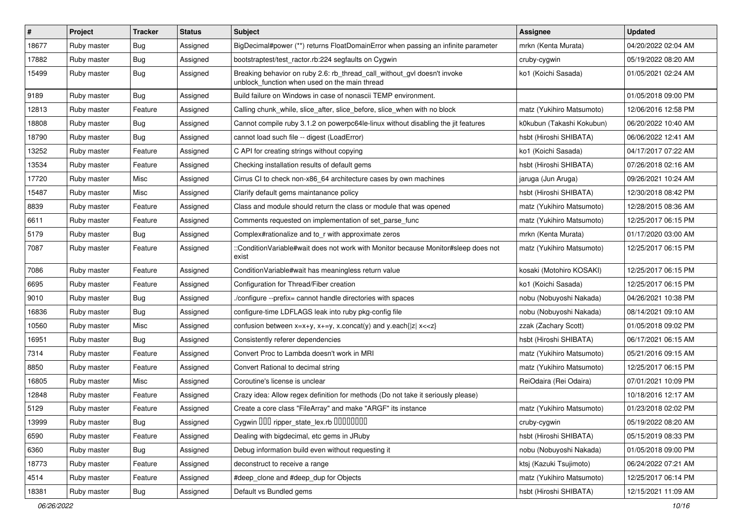| # | Project | Tracker | Status | Subject | Assignee | Updated |
|---|---|---|---|---|---|---|
| 18677 | Ruby master | Bug | Assigned | BigDecimal#power (**) returns FloatDomainError when passing an infinite parameter | mrkn (Kenta Murata) | 04/20/2022 02:04 AM |
| 17882 | Ruby master | Bug | Assigned | bootstraptest/test_ractor.rb:224 segfaults on Cygwin | cruby-cygwin | 05/19/2022 08:20 AM |
| 15499 | Ruby master | Bug | Assigned | Breaking behavior on ruby 2.6: rb_thread_call_without_gvl doesn't invoke unblock_function when used on the main thread | ko1 (Koichi Sasada) | 01/05/2021 02:24 AM |
| 9189 | Ruby master | Bug | Assigned | Build failure on Windows in case of nonascii TEMP environment. | | 01/05/2018 09:00 PM |
| 12813 | Ruby master | Feature | Assigned | Calling chunk_while, slice_after, slice_before, slice_when with no block | matz (Yukihiro Matsumoto) | 12/06/2016 12:58 PM |
| 18808 | Ruby master | Bug | Assigned | Cannot compile ruby 3.1.2 on powerpc64le-linux without disabling the jit features | k0kubun (Takashi Kokubun) | 06/20/2022 10:40 AM |
| 18790 | Ruby master | Bug | Assigned | cannot load such file -- digest (LoadError) | hsbt (Hiroshi SHIBATA) | 06/06/2022 12:41 AM |
| 13252 | Ruby master | Feature | Assigned | C API for creating strings without copying | ko1 (Koichi Sasada) | 04/17/2017 07:22 AM |
| 13534 | Ruby master | Feature | Assigned | Checking installation results of default gems | hsbt (Hiroshi SHIBATA) | 07/26/2018 02:16 AM |
| 17720 | Ruby master | Misc | Assigned | Cirrus CI to check non-x86_64 architecture cases by own machines | jaruga (Jun Aruga) | 09/26/2021 10:24 AM |
| 15487 | Ruby master | Misc | Assigned | Clarify default gems maintanance policy | hsbt (Hiroshi SHIBATA) | 12/30/2018 08:42 PM |
| 8839 | Ruby master | Feature | Assigned | Class and module should return the class or module that was opened | matz (Yukihiro Matsumoto) | 12/28/2015 08:36 AM |
| 6611 | Ruby master | Feature | Assigned | Comments requested on implementation of set_parse_func | matz (Yukihiro Matsumoto) | 12/25/2017 06:15 PM |
| 5179 | Ruby master | Bug | Assigned | Complex#rationalize and to_r with approximate zeros | mrkn (Kenta Murata) | 01/17/2020 03:00 AM |
| 7087 | Ruby master | Feature | Assigned | ::ConditionVariable#wait does not work with Monitor because Monitor#sleep does not exist | matz (Yukihiro Matsumoto) | 12/25/2017 06:15 PM |
| 7086 | Ruby master | Feature | Assigned | ConditionVariable#wait has meaningless return value | kosaki (Motohiro KOSAKI) | 12/25/2017 06:15 PM |
| 6695 | Ruby master | Feature | Assigned | Configuration for Thread/Fiber creation | ko1 (Koichi Sasada) | 12/25/2017 06:15 PM |
| 9010 | Ruby master | Bug | Assigned | ./configure --prefix= cannot handle directories with spaces | nobu (Nobuyoshi Nakada) | 04/26/2021 10:38 PM |
| 16836 | Ruby master | Bug | Assigned | configure-time LDFLAGS leak into ruby pkg-config file | nobu (Nobuyoshi Nakada) | 08/14/2021 09:10 AM |
| 10560 | Ruby master | Misc | Assigned | confusion between x=x+y, x+=y, x.concat(y) and y.each{\|z\| x<<z} | zzak (Zachary Scott) | 01/05/2018 09:02 PM |
| 16951 | Ruby master | Bug | Assigned | Consistently referer dependencies | hsbt (Hiroshi SHIBATA) | 06/17/2021 06:15 AM |
| 7314 | Ruby master | Feature | Assigned | Convert Proc to Lambda doesn't work in MRI | matz (Yukihiro Matsumoto) | 05/21/2016 09:15 AM |
| 8850 | Ruby master | Feature | Assigned | Convert Rational to decimal string | matz (Yukihiro Matsumoto) | 12/25/2017 06:15 PM |
| 16805 | Ruby master | Misc | Assigned | Coroutine's license is unclear | ReiOdaira (Rei Odaira) | 07/01/2021 10:09 PM |
| 12848 | Ruby master | Feature | Assigned | Crazy idea: Allow regex definition for methods (Do not take it seriously please) | | 10/18/2016 12:17 AM |
| 5129 | Ruby master | Feature | Assigned | Create a core class "FileArray" and make "ARGF" its instance | matz (Yukihiro Matsumoto) | 01/23/2018 02:02 PM |
| 13999 | Ruby master | Bug | Assigned | Cygwin ��� ripper_state_lex.rb �������� | cruby-cygwin | 05/19/2022 08:20 AM |
| 6590 | Ruby master | Feature | Assigned | Dealing with bigdecimal, etc gems in JRuby | hsbt (Hiroshi SHIBATA) | 05/15/2019 08:33 PM |
| 6360 | Ruby master | Bug | Assigned | Debug information build even without requesting it | nobu (Nobuyoshi Nakada) | 01/05/2018 09:00 PM |
| 18773 | Ruby master | Feature | Assigned | deconstruct to receive a range | ktsj (Kazuki Tsujimoto) | 06/24/2022 07:21 AM |
| 4514 | Ruby master | Feature | Assigned | #deep_clone and #deep_dup for Objects | matz (Yukihiro Matsumoto) | 12/25/2017 06:14 PM |
| 18381 | Ruby master | Bug | Assigned | Default vs Bundled gems | hsbt (Hiroshi SHIBATA) | 12/15/2021 11:09 AM |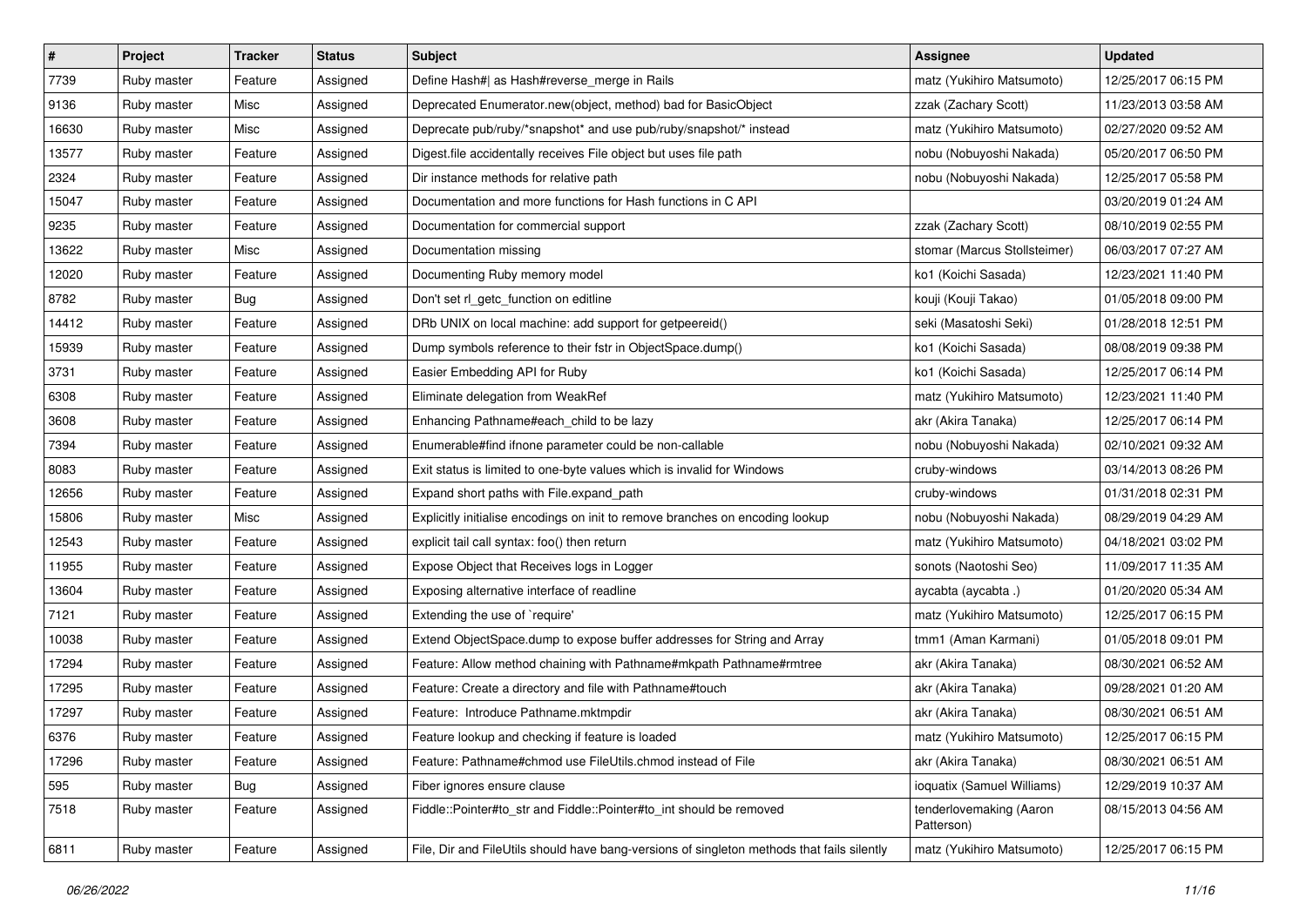| # | Project | Tracker | Status | Subject | Assignee | Updated |
|---|---|---|---|---|---|---|
| 7739 | Ruby master | Feature | Assigned | Define Hash#| as Hash#reverse_merge in Rails | matz (Yukihiro Matsumoto) | 12/25/2017 06:15 PM |
| 9136 | Ruby master | Misc | Assigned | Deprecated Enumerator.new(object, method) bad for BasicObject | zzak (Zachary Scott) | 11/23/2013 03:58 AM |
| 16630 | Ruby master | Misc | Assigned | Deprecate pub/ruby/*snapshot* and use pub/ruby/snapshot/* instead | matz (Yukihiro Matsumoto) | 02/27/2020 09:52 AM |
| 13577 | Ruby master | Feature | Assigned | Digest.file accidentally receives File object but uses file path | nobu (Nobuyoshi Nakada) | 05/20/2017 06:50 PM |
| 2324 | Ruby master | Feature | Assigned | Dir instance methods for relative path | nobu (Nobuyoshi Nakada) | 12/25/2017 05:58 PM |
| 15047 | Ruby master | Feature | Assigned | Documentation and more functions for Hash functions in C API | | 03/20/2019 01:24 AM |
| 9235 | Ruby master | Feature | Assigned | Documentation for commercial support | zzak (Zachary Scott) | 08/10/2019 02:55 PM |
| 13622 | Ruby master | Misc | Assigned | Documentation missing | stomar (Marcus Stollsteimer) | 06/03/2017 07:27 AM |
| 12020 | Ruby master | Feature | Assigned | Documenting Ruby memory model | ko1 (Koichi Sasada) | 12/23/2021 11:40 PM |
| 8782 | Ruby master | Bug | Assigned | Don't set rl_getc_function on editline | kouji (Kouji Takao) | 01/05/2018 09:00 PM |
| 14412 | Ruby master | Feature | Assigned | DRb UNIX on local machine: add support for getpeereid() | seki (Masatoshi Seki) | 01/28/2018 12:51 PM |
| 15939 | Ruby master | Feature | Assigned | Dump symbols reference to their fstr in ObjectSpace.dump() | ko1 (Koichi Sasada) | 08/08/2019 09:38 PM |
| 3731 | Ruby master | Feature | Assigned | Easier Embedding API for Ruby | ko1 (Koichi Sasada) | 12/25/2017 06:14 PM |
| 6308 | Ruby master | Feature | Assigned | Eliminate delegation from WeakRef | matz (Yukihiro Matsumoto) | 12/23/2021 11:40 PM |
| 3608 | Ruby master | Feature | Assigned | Enhancing Pathname#each_child to be lazy | akr (Akira Tanaka) | 12/25/2017 06:14 PM |
| 7394 | Ruby master | Feature | Assigned | Enumerable#find ifnone parameter could be non-callable | nobu (Nobuyoshi Nakada) | 02/10/2021 09:32 AM |
| 8083 | Ruby master | Feature | Assigned | Exit status is limited to one-byte values which is invalid for Windows | cruby-windows | 03/14/2013 08:26 PM |
| 12656 | Ruby master | Feature | Assigned | Expand short paths with File.expand_path | cruby-windows | 01/31/2018 02:31 PM |
| 15806 | Ruby master | Misc | Assigned | Explicitly initialise encodings on init to remove branches on encoding lookup | nobu (Nobuyoshi Nakada) | 08/29/2019 04:29 AM |
| 12543 | Ruby master | Feature | Assigned | explicit tail call syntax: foo() then return | matz (Yukihiro Matsumoto) | 04/18/2021 03:02 PM |
| 11955 | Ruby master | Feature | Assigned | Expose Object that Receives logs in Logger | sonots (Naotoshi Seo) | 11/09/2017 11:35 AM |
| 13604 | Ruby master | Feature | Assigned | Exposing alternative interface of readline | aycabta (aycabta .) | 01/20/2020 05:34 AM |
| 7121 | Ruby master | Feature | Assigned | Extending the use of `require' | matz (Yukihiro Matsumoto) | 12/25/2017 06:15 PM |
| 10038 | Ruby master | Feature | Assigned | Extend ObjectSpace.dump to expose buffer addresses for String and Array | tmm1 (Aman Karmani) | 01/05/2018 09:01 PM |
| 17294 | Ruby master | Feature | Assigned | Feature: Allow method chaining with Pathname#mkpath Pathname#rmtree | akr (Akira Tanaka) | 08/30/2021 06:52 AM |
| 17295 | Ruby master | Feature | Assigned | Feature: Create a directory and file with Pathname#touch | akr (Akira Tanaka) | 09/28/2021 01:20 AM |
| 17297 | Ruby master | Feature | Assigned | Feature: Introduce Pathname.mktmpdir | akr (Akira Tanaka) | 08/30/2021 06:51 AM |
| 6376 | Ruby master | Feature | Assigned | Feature lookup and checking if feature is loaded | matz (Yukihiro Matsumoto) | 12/25/2017 06:15 PM |
| 17296 | Ruby master | Feature | Assigned | Feature: Pathname#chmod use FileUtils.chmod instead of File | akr (Akira Tanaka) | 08/30/2021 06:51 AM |
| 595 | Ruby master | Bug | Assigned | Fiber ignores ensure clause | ioquatix (Samuel Williams) | 12/29/2019 10:37 AM |
| 7518 | Ruby master | Feature | Assigned | Fiddle::Pointer#to_str and Fiddle::Pointer#to_int should be removed | tenderlovemaking (Aaron Patterson) | 08/15/2013 04:56 AM |
| 6811 | Ruby master | Feature | Assigned | File, Dir and FileUtils should have bang-versions of singleton methods that fails silently | matz (Yukihiro Matsumoto) | 12/25/2017 06:15 PM |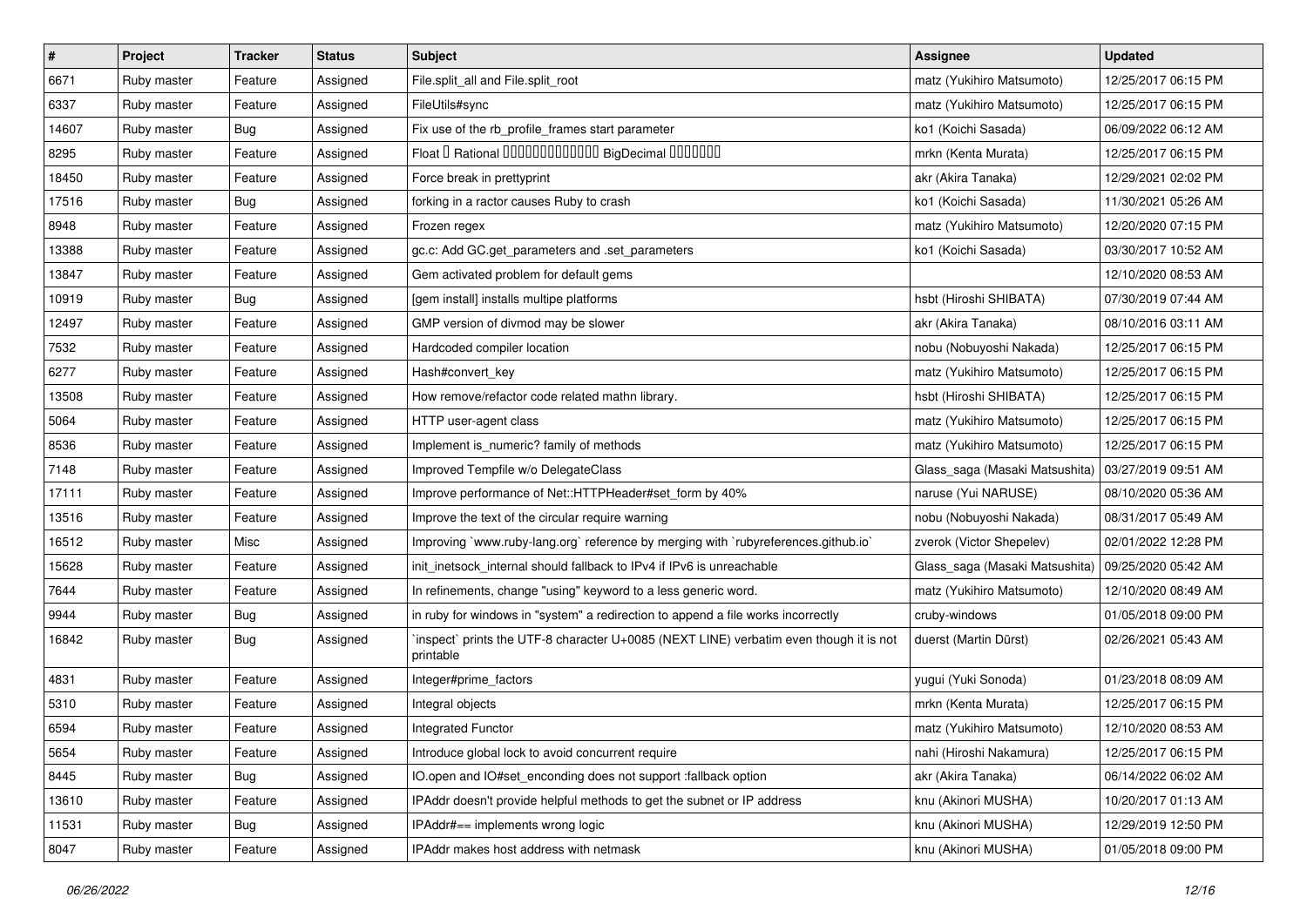| # | Project | Tracker | Status | Subject | Assignee | Updated |
|---|---|---|---|---|---|---|
| 6671 | Ruby master | Feature | Assigned | File.split_all and File.split_root | matz (Yukihiro Matsumoto) | 12/25/2017 06:15 PM |
| 6337 | Ruby master | Feature | Assigned | FileUtils#sync | matz (Yukihiro Matsumoto) | 12/25/2017 06:15 PM |
| 14607 | Ruby master | Bug | Assigned | Fix use of the rb_profile_frames start parameter | ko1 (Koichi Sasada) | 06/09/2022 06:12 AM |
| 8295 | Ruby master | Feature | Assigned | Float 󠀠Rational 󠀠󠀠󠀠󠀠󠀠󠀠󠀠󠀠󠀠󠀠󠀠󠀠 BigDecimal 󠀠󠀠󠀠󠀠󠀠󠀠󠀠 | mrkn (Kenta Murata) | 12/25/2017 06:15 PM |
| 18450 | Ruby master | Feature | Assigned | Force break in prettyprint | akr (Akira Tanaka) | 12/29/2021 02:02 PM |
| 17516 | Ruby master | Bug | Assigned | forking in a ractor causes Ruby to crash | ko1 (Koichi Sasada) | 11/30/2021 05:26 AM |
| 8948 | Ruby master | Feature | Assigned | Frozen regex | matz (Yukihiro Matsumoto) | 12/20/2020 07:15 PM |
| 13388 | Ruby master | Feature | Assigned | gc.c: Add GC.get_parameters and .set_parameters | ko1 (Koichi Sasada) | 03/30/2017 10:52 AM |
| 13847 | Ruby master | Feature | Assigned | Gem activated problem for default gems | | 12/10/2020 08:53 AM |
| 10919 | Ruby master | Bug | Assigned | [gem install] installs multipe platforms | hsbt (Hiroshi SHIBATA) | 07/30/2019 07:44 AM |
| 12497 | Ruby master | Feature | Assigned | GMP version of divmod may be slower | akr (Akira Tanaka) | 08/10/2016 03:11 AM |
| 7532 | Ruby master | Feature | Assigned | Hardcoded compiler location | nobu (Nobuyoshi Nakada) | 12/25/2017 06:15 PM |
| 6277 | Ruby master | Feature | Assigned | Hash#convert_key | matz (Yukihiro Matsumoto) | 12/25/2017 06:15 PM |
| 13508 | Ruby master | Feature | Assigned | How remove/refactor code related mathn library. | hsbt (Hiroshi SHIBATA) | 12/25/2017 06:15 PM |
| 5064 | Ruby master | Feature | Assigned | HTTP user-agent class | matz (Yukihiro Matsumoto) | 12/25/2017 06:15 PM |
| 8536 | Ruby master | Feature | Assigned | Implement is_numeric? family of methods | matz (Yukihiro Matsumoto) | 12/25/2017 06:15 PM |
| 7148 | Ruby master | Feature | Assigned | Improved Tempfile w/o DelegateClass | Glass_saga (Masaki Matsushita) | 03/27/2019 09:51 AM |
| 17111 | Ruby master | Feature | Assigned | Improve performance of Net::HTTPHeader#set_form by 40% | naruse (Yui NARUSE) | 08/10/2020 05:36 AM |
| 13516 | Ruby master | Feature | Assigned | Improve the text of the circular require warning | nobu (Nobuyoshi Nakada) | 08/31/2017 05:49 AM |
| 16512 | Ruby master | Misc | Assigned | Improving `www.ruby-lang.org` reference by merging with `rubyreferences.github.io` | zverok (Victor Shepelev) | 02/01/2022 12:28 PM |
| 15628 | Ruby master | Feature | Assigned | init_inetsock_internal should fallback to IPv4 if IPv6 is unreachable | Glass_saga (Masaki Matsushita) | 09/25/2020 05:42 AM |
| 7644 | Ruby master | Feature | Assigned | In refinements, change "using" keyword to a less generic word. | matz (Yukihiro Matsumoto) | 12/10/2020 08:49 AM |
| 9944 | Ruby master | Bug | Assigned | in ruby for windows in "system" a redirection to append a file works incorrectly | cruby-windows | 01/05/2018 09:00 PM |
| 16842 | Ruby master | Bug | Assigned | `inspect` prints the UTF-8 character U+0085 (NEXT LINE) verbatim even though it is not printable | duerst (Martin Dürst) | 02/26/2021 05:43 AM |
| 4831 | Ruby master | Feature | Assigned | Integer#prime_factors | yugui (Yuki Sonoda) | 01/23/2018 08:09 AM |
| 5310 | Ruby master | Feature | Assigned | Integral objects | mrkn (Kenta Murata) | 12/25/2017 06:15 PM |
| 6594 | Ruby master | Feature | Assigned | Integrated Functor | matz (Yukihiro Matsumoto) | 12/10/2020 08:53 AM |
| 5654 | Ruby master | Feature | Assigned | Introduce global lock to avoid concurrent require | nahi (Hiroshi Nakamura) | 12/25/2017 06:15 PM |
| 8445 | Ruby master | Bug | Assigned | IO.open and IO#set_enconding does not support :fallback option | akr (Akira Tanaka) | 06/14/2022 06:02 AM |
| 13610 | Ruby master | Feature | Assigned | IPAddr doesn't provide helpful methods to get the subnet or IP address | knu (Akinori MUSHA) | 10/20/2017 01:13 AM |
| 11531 | Ruby master | Bug | Assigned | IPAddr#== implements wrong logic | knu (Akinori MUSHA) | 12/29/2019 12:50 PM |
| 8047 | Ruby master | Feature | Assigned | IPAddr makes host address with netmask | knu (Akinori MUSHA) | 01/05/2018 09:00 PM |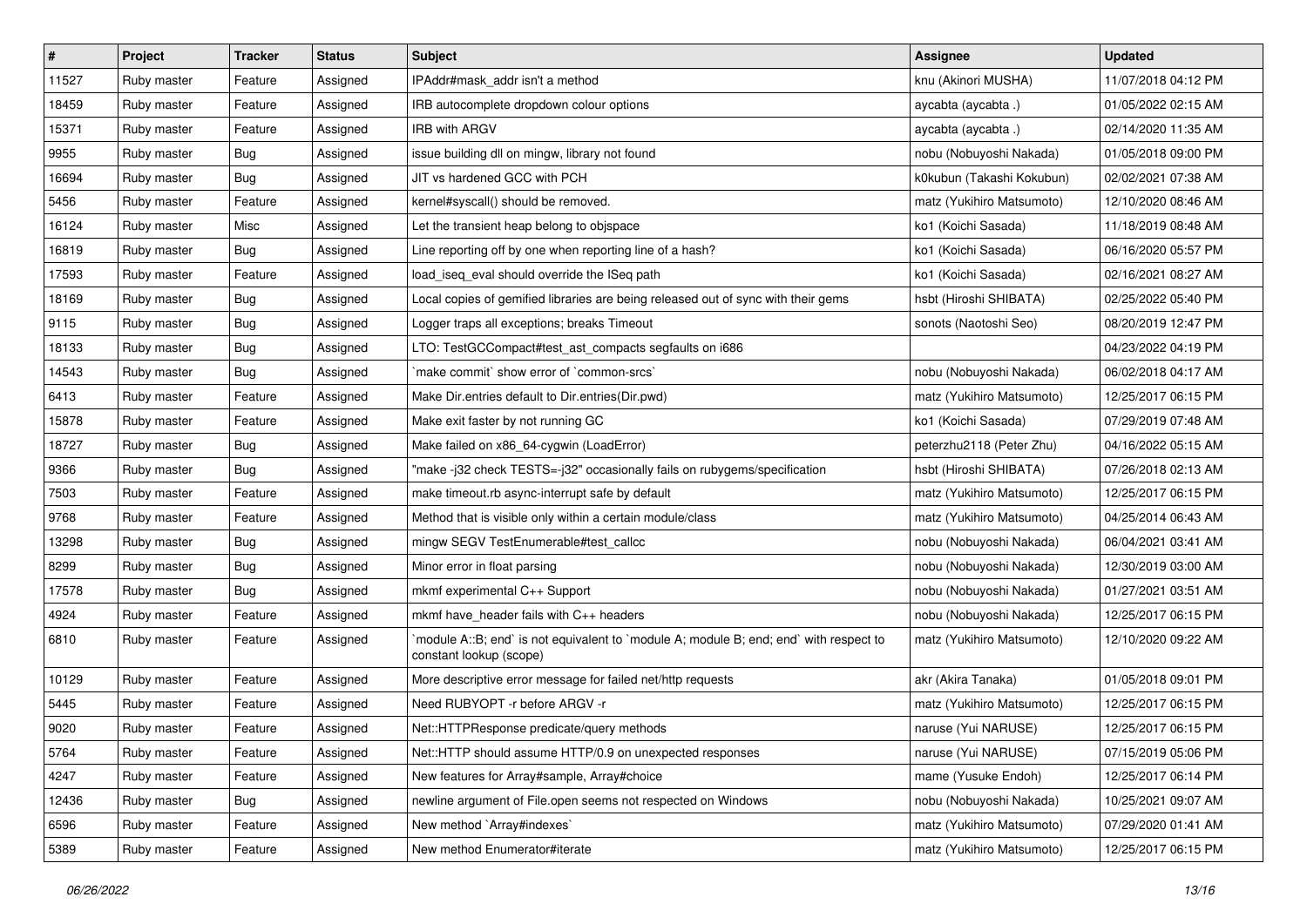| # | Project | Tracker | Status | Subject | Assignee | Updated |
|---|---|---|---|---|---|---|
| 11527 | Ruby master | Feature | Assigned | IPAddr#mask_addr isn't a method | knu (Akinori MUSHA) | 11/07/2018 04:12 PM |
| 18459 | Ruby master | Feature | Assigned | IRB autocomplete dropdown colour options | aycabta (aycabta .) | 01/05/2022 02:15 AM |
| 15371 | Ruby master | Feature | Assigned | IRB with ARGV | aycabta (aycabta .) | 02/14/2020 11:35 AM |
| 9955 | Ruby master | Bug | Assigned | issue building dll on mingw, library not found | nobu (Nobuyoshi Nakada) | 01/05/2018 09:00 PM |
| 16694 | Ruby master | Bug | Assigned | JIT vs hardened GCC with PCH | k0kubun (Takashi Kokubun) | 02/02/2021 07:38 AM |
| 5456 | Ruby master | Feature | Assigned | kernel#syscall() should be removed. | matz (Yukihiro Matsumoto) | 12/10/2020 08:46 AM |
| 16124 | Ruby master | Misc | Assigned | Let the transient heap belong to objspace | ko1 (Koichi Sasada) | 11/18/2019 08:48 AM |
| 16819 | Ruby master | Bug | Assigned | Line reporting off by one when reporting line of a hash? | ko1 (Koichi Sasada) | 06/16/2020 05:57 PM |
| 17593 | Ruby master | Feature | Assigned | load_iseq_eval should override the ISeq path | ko1 (Koichi Sasada) | 02/16/2021 08:27 AM |
| 18169 | Ruby master | Bug | Assigned | Local copies of gemified libraries are being released out of sync with their gems | hsbt (Hiroshi SHIBATA) | 02/25/2022 05:40 PM |
| 9115 | Ruby master | Bug | Assigned | Logger traps all exceptions; breaks Timeout | sonots (Naotoshi Seo) | 08/20/2019 12:47 PM |
| 18133 | Ruby master | Bug | Assigned | LTO: TestGCCompact#test_ast_compacts segfaults on i686 | | 04/23/2022 04:19 PM |
| 14543 | Ruby master | Bug | Assigned | `make commit` show error of `common-srcs` | nobu (Nobuyoshi Nakada) | 06/02/2018 04:17 AM |
| 6413 | Ruby master | Feature | Assigned | Make Dir.entries default to Dir.entries(Dir.pwd) | matz (Yukihiro Matsumoto) | 12/25/2017 06:15 PM |
| 15878 | Ruby master | Feature | Assigned | Make exit faster by not running GC | ko1 (Koichi Sasada) | 07/29/2019 07:48 AM |
| 18727 | Ruby master | Bug | Assigned | Make failed on x86_64-cygwin (LoadError) | peterzhu2118 (Peter Zhu) | 04/16/2022 05:15 AM |
| 9366 | Ruby master | Bug | Assigned | "make -j32 check TESTS=-j32" occasionally fails on rubygems/specification | hsbt (Hiroshi SHIBATA) | 07/26/2018 02:13 AM |
| 7503 | Ruby master | Feature | Assigned | make timeout.rb async-interrupt safe by default | matz (Yukihiro Matsumoto) | 12/25/2017 06:15 PM |
| 9768 | Ruby master | Feature | Assigned | Method that is visible only within a certain module/class | matz (Yukihiro Matsumoto) | 04/25/2014 06:43 AM |
| 13298 | Ruby master | Bug | Assigned | mingw SEGV TestEnumerable#test_callcc | nobu (Nobuyoshi Nakada) | 06/04/2021 03:41 AM |
| 8299 | Ruby master | Bug | Assigned | Minor error in float parsing | nobu (Nobuyoshi Nakada) | 12/30/2019 03:00 AM |
| 17578 | Ruby master | Bug | Assigned | mkmf experimental C++ Support | nobu (Nobuyoshi Nakada) | 01/27/2021 03:51 AM |
| 4924 | Ruby master | Feature | Assigned | mkmf have_header fails with C++ headers | nobu (Nobuyoshi Nakada) | 12/25/2017 06:15 PM |
| 6810 | Ruby master | Feature | Assigned | `module A::B; end` is not equivalent to `module A; module B; end; end` with respect to constant lookup (scope) | matz (Yukihiro Matsumoto) | 12/10/2020 09:22 AM |
| 10129 | Ruby master | Feature | Assigned | More descriptive error message for failed net/http requests | akr (Akira Tanaka) | 01/05/2018 09:01 PM |
| 5445 | Ruby master | Feature | Assigned | Need RUBYOPT -r before ARGV -r | matz (Yukihiro Matsumoto) | 12/25/2017 06:15 PM |
| 9020 | Ruby master | Feature | Assigned | Net::HTTPResponse predicate/query methods | naruse (Yui NARUSE) | 12/25/2017 06:15 PM |
| 5764 | Ruby master | Feature | Assigned | Net::HTTP should assume HTTP/0.9 on unexpected responses | naruse (Yui NARUSE) | 07/15/2019 05:06 PM |
| 4247 | Ruby master | Feature | Assigned | New features for Array#sample, Array#choice | mame (Yusuke Endoh) | 12/25/2017 06:14 PM |
| 12436 | Ruby master | Bug | Assigned | newline argument of File.open seems not respected on Windows | nobu (Nobuyoshi Nakada) | 10/25/2021 09:07 AM |
| 6596 | Ruby master | Feature | Assigned | New method `Array#indexes` | matz (Yukihiro Matsumoto) | 07/29/2020 01:41 AM |
| 5389 | Ruby master | Feature | Assigned | New method Enumerator#iterate | matz (Yukihiro Matsumoto) | 12/25/2017 06:15 PM |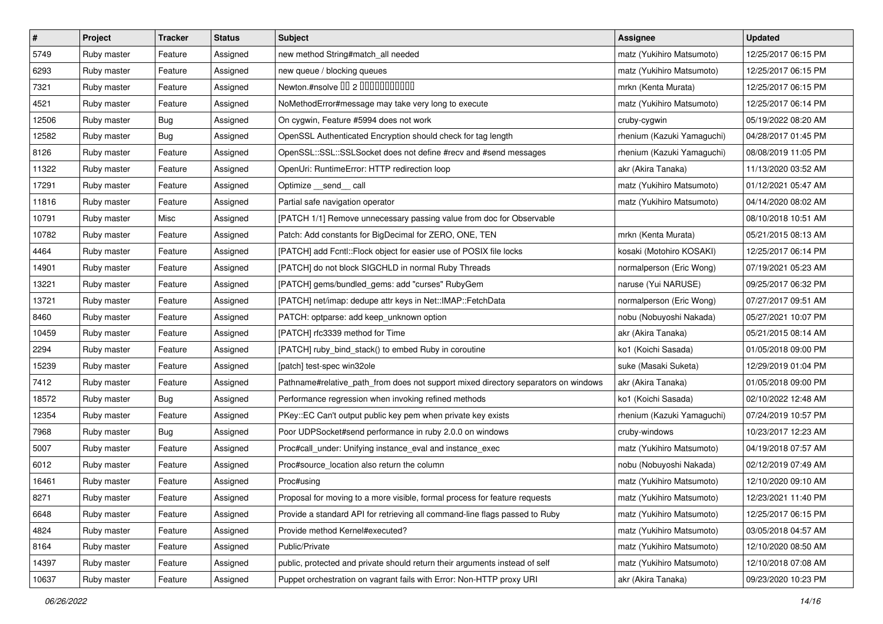| # | Project | Tracker | Status | Subject | Assignee | Updated |
|---|---|---|---|---|---|---|
| 5749 | Ruby master | Feature | Assigned | new method String#match_all needed | matz (Yukihiro Matsumoto) | 12/25/2017 06:15 PM |
| 6293 | Ruby master | Feature | Assigned | new queue / blocking queues | matz (Yukihiro Matsumoto) | 12/25/2017 06:15 PM |
| 7321 | Ruby master | Feature | Assigned | Newton.#nsolve 00 2 00000000000 | mrkn (Kenta Murata) | 12/25/2017 06:15 PM |
| 4521 | Ruby master | Feature | Assigned | NoMethodError#message may take very long to execute | matz (Yukihiro Matsumoto) | 12/25/2017 06:14 PM |
| 12506 | Ruby master | Bug | Assigned | On cygwin, Feature #5994 does not work | cruby-cygwin | 05/19/2022 08:20 AM |
| 12582 | Ruby master | Bug | Assigned | OpenSSL Authenticated Encryption should check for tag length | rhenium (Kazuki Yamaguchi) | 04/28/2017 01:45 PM |
| 8126 | Ruby master | Feature | Assigned | OpenSSL::SSL::SSLSocket does not define #recv and #send messages | rhenium (Kazuki Yamaguchi) | 08/08/2019 11:05 PM |
| 11322 | Ruby master | Feature | Assigned | OpenUri: RuntimeError: HTTP redirection loop | akr (Akira Tanaka) | 11/13/2020 03:52 AM |
| 17291 | Ruby master | Feature | Assigned | Optimize __send__ call | matz (Yukihiro Matsumoto) | 01/12/2021 05:47 AM |
| 11816 | Ruby master | Feature | Assigned | Partial safe navigation operator | matz (Yukihiro Matsumoto) | 04/14/2020 08:02 AM |
| 10791 | Ruby master | Misc | Assigned | [PATCH 1/1] Remove unnecessary passing value from doc for Observable | | 08/10/2018 10:51 AM |
| 10782 | Ruby master | Feature | Assigned | Patch: Add constants for BigDecimal for ZERO, ONE, TEN | mrkn (Kenta Murata) | 05/21/2015 08:13 AM |
| 4464 | Ruby master | Feature | Assigned | [PATCH] add Fcntl::Flock object for easier use of POSIX file locks | kosaki (Motohiro KOSAKI) | 12/25/2017 06:14 PM |
| 14901 | Ruby master | Feature | Assigned | [PATCH] do not block SIGCHLD in normal Ruby Threads | normalperson (Eric Wong) | 07/19/2021 05:23 AM |
| 13221 | Ruby master | Feature | Assigned | [PATCH] gems/bundled_gems: add "curses" RubyGem | naruse (Yui NARUSE) | 09/25/2017 06:32 PM |
| 13721 | Ruby master | Feature | Assigned | [PATCH] net/imap: dedupe attr keys in Net::IMAP::FetchData | normalperson (Eric Wong) | 07/27/2017 09:51 AM |
| 8460 | Ruby master | Feature | Assigned | PATCH: optparse: add keep_unknown option | nobu (Nobuyoshi Nakada) | 05/27/2021 10:07 PM |
| 10459 | Ruby master | Feature | Assigned | [PATCH] rfc3339 method for Time | akr (Akira Tanaka) | 05/21/2015 08:14 AM |
| 2294 | Ruby master | Feature | Assigned | [PATCH] ruby_bind_stack() to embed Ruby in coroutine | ko1 (Koichi Sasada) | 01/05/2018 09:00 PM |
| 15239 | Ruby master | Feature | Assigned | [patch] test-spec win32ole | suke (Masaki Suketa) | 12/29/2019 01:04 PM |
| 7412 | Ruby master | Feature | Assigned | Pathname#relative_path_from does not support mixed directory separators on windows | akr (Akira Tanaka) | 01/05/2018 09:00 PM |
| 18572 | Ruby master | Bug | Assigned | Performance regression when invoking refined methods | ko1 (Koichi Sasada) | 02/10/2022 12:48 AM |
| 12354 | Ruby master | Feature | Assigned | PKey::EC Can't output public key pem when private key exists | rhenium (Kazuki Yamaguchi) | 07/24/2019 10:57 PM |
| 7968 | Ruby master | Bug | Assigned | Poor UDPSocket#send performance in ruby 2.0.0 on windows | cruby-windows | 10/23/2017 12:23 AM |
| 5007 | Ruby master | Feature | Assigned | Proc#call_under: Unifying instance_eval and instance_exec | matz (Yukihiro Matsumoto) | 04/19/2018 07:57 AM |
| 6012 | Ruby master | Feature | Assigned | Proc#source_location also return the column | nobu (Nobuyoshi Nakada) | 02/12/2019 07:49 AM |
| 16461 | Ruby master | Feature | Assigned | Proc#using | matz (Yukihiro Matsumoto) | 12/10/2020 09:10 AM |
| 8271 | Ruby master | Feature | Assigned | Proposal for moving to a more visible, formal process for feature requests | matz (Yukihiro Matsumoto) | 12/23/2021 11:40 PM |
| 6648 | Ruby master | Feature | Assigned | Provide a standard API for retrieving all command-line flags passed to Ruby | matz (Yukihiro Matsumoto) | 12/25/2017 06:15 PM |
| 4824 | Ruby master | Feature | Assigned | Provide method Kernel#executed? | matz (Yukihiro Matsumoto) | 03/05/2018 04:57 AM |
| 8164 | Ruby master | Feature | Assigned | Public/Private | matz (Yukihiro Matsumoto) | 12/10/2020 08:50 AM |
| 14397 | Ruby master | Feature | Assigned | public, protected and private should return their arguments instead of self | matz (Yukihiro Matsumoto) | 12/10/2018 07:08 AM |
| 10637 | Ruby master | Feature | Assigned | Puppet orchestration on vagrant fails with Error: Non-HTTP proxy URI | akr (Akira Tanaka) | 09/23/2020 10:23 PM |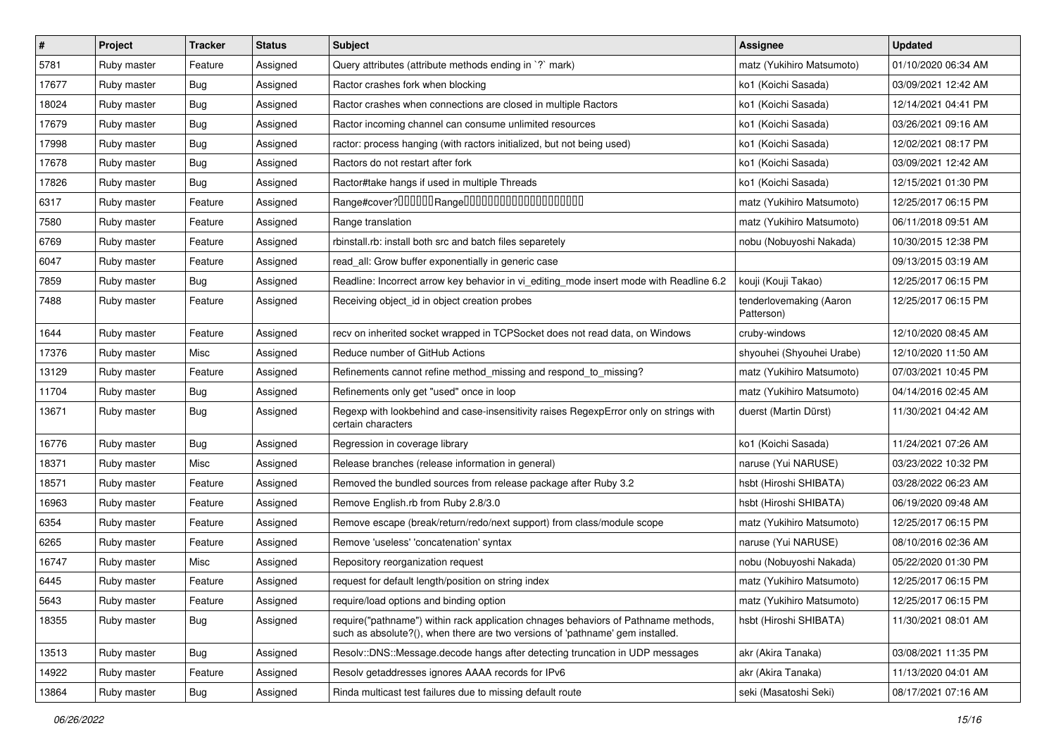| # | Project | Tracker | Status | Subject | Assignee | Updated |
|---|---|---|---|---|---|---|
| 5781 | Ruby master | Feature | Assigned | Query attributes (attribute methods ending in `?` mark) | matz (Yukihiro Matsumoto) | 01/10/2020 06:34 AM |
| 17677 | Ruby master | Bug | Assigned | Ractor crashes fork when blocking | ko1 (Koichi Sasada) | 03/09/2021 12:42 AM |
| 18024 | Ruby master | Bug | Assigned | Ractor crashes when connections are closed in multiple Ractors | ko1 (Koichi Sasada) | 12/14/2021 04:41 PM |
| 17679 | Ruby master | Bug | Assigned | Ractor incoming channel can consume unlimited resources | ko1 (Koichi Sasada) | 03/26/2021 09:16 AM |
| 17998 | Ruby master | Bug | Assigned | ractor: process hanging (with ractors initialized, but not being used) | ko1 (Koichi Sasada) | 12/02/2021 08:17 PM |
| 17678 | Ruby master | Bug | Assigned | Ractors do not restart after fork | ko1 (Koichi Sasada) | 03/09/2021 12:42 AM |
| 17826 | Ruby master | Bug | Assigned | Ractor#take hangs if used in multiple Threads | ko1 (Koichi Sasada) | 12/15/2021 01:30 PM |
| 6317 | Ruby master | Feature | Assigned | Range#cover?□□□□□□Range□□□□□□□□□□□□□□□□□□□□□ | matz (Yukihiro Matsumoto) | 12/25/2017 06:15 PM |
| 7580 | Ruby master | Feature | Assigned | Range translation | matz (Yukihiro Matsumoto) | 06/11/2018 09:51 AM |
| 6769 | Ruby master | Feature | Assigned | rbinstall.rb: install both src and batch files separetely | nobu (Nobuyoshi Nakada) | 10/30/2015 12:38 PM |
| 6047 | Ruby master | Feature | Assigned | read_all: Grow buffer exponentially in generic case | | 09/13/2015 03:19 AM |
| 7859 | Ruby master | Bug | Assigned | Readline: Incorrect arrow key behavior in vi_editing_mode insert mode with Readline 6.2 | kouji (Kouji Takao) | 12/25/2017 06:15 PM |
| 7488 | Ruby master | Feature | Assigned | Receiving object_id in object creation probes | tenderlovemaking (Aaron Patterson) | 12/25/2017 06:15 PM |
| 1644 | Ruby master | Feature | Assigned | recv on inherited socket wrapped in TCPSocket does not read data, on Windows | cruby-windows | 12/10/2020 08:45 AM |
| 17376 | Ruby master | Misc | Assigned | Reduce number of GitHub Actions | shyouhei (Shyouhei Urabe) | 12/10/2020 11:50 AM |
| 13129 | Ruby master | Feature | Assigned | Refinements cannot refine method_missing and respond_to_missing? | matz (Yukihiro Matsumoto) | 07/03/2021 10:45 PM |
| 11704 | Ruby master | Bug | Assigned | Refinements only get "used" once in loop | matz (Yukihiro Matsumoto) | 04/14/2016 02:45 AM |
| 13671 | Ruby master | Bug | Assigned | Regexp with lookbehind and case-insensitivity raises RegexpError only on strings with certain characters | duerst (Martin Dürst) | 11/30/2021 04:42 AM |
| 16776 | Ruby master | Bug | Assigned | Regression in coverage library | ko1 (Koichi Sasada) | 11/24/2021 07:26 AM |
| 18371 | Ruby master | Misc | Assigned | Release branches (release information in general) | naruse (Yui NARUSE) | 03/23/2022 10:32 PM |
| 18571 | Ruby master | Feature | Assigned | Removed the bundled sources from release package after Ruby 3.2 | hsbt (Hiroshi SHIBATA) | 03/28/2022 06:23 AM |
| 16963 | Ruby master | Feature | Assigned | Remove English.rb from Ruby 2.8/3.0 | hsbt (Hiroshi SHIBATA) | 06/19/2020 09:48 AM |
| 6354 | Ruby master | Feature | Assigned | Remove escape (break/return/redo/next support) from class/module scope | matz (Yukihiro Matsumoto) | 12/25/2017 06:15 PM |
| 6265 | Ruby master | Feature | Assigned | Remove 'useless' 'concatenation' syntax | naruse (Yui NARUSE) | 08/10/2016 02:36 AM |
| 16747 | Ruby master | Misc | Assigned | Repository reorganization request | nobu (Nobuyoshi Nakada) | 05/22/2020 01:30 PM |
| 6445 | Ruby master | Feature | Assigned | request for default length/position on string index | matz (Yukihiro Matsumoto) | 12/25/2017 06:15 PM |
| 5643 | Ruby master | Feature | Assigned | require/load options and binding option | matz (Yukihiro Matsumoto) | 12/25/2017 06:15 PM |
| 18355 | Ruby master | Bug | Assigned | require("pathname") within rack application chnages behaviors of Pathname methods, such as absolute?(), when there are two versions of 'pathname' gem installed. | hsbt (Hiroshi SHIBATA) | 11/30/2021 08:01 AM |
| 13513 | Ruby master | Bug | Assigned | Resolv::DNS::Message.decode hangs after detecting truncation in UDP messages | akr (Akira Tanaka) | 03/08/2021 11:35 PM |
| 14922 | Ruby master | Feature | Assigned | Resolv getaddresses ignores AAAA records for IPv6 | akr (Akira Tanaka) | 11/13/2020 04:01 AM |
| 13864 | Ruby master | Bug | Assigned | Rinda multicast test failures due to missing default route | seki (Masatoshi Seki) | 08/17/2021 07:16 AM |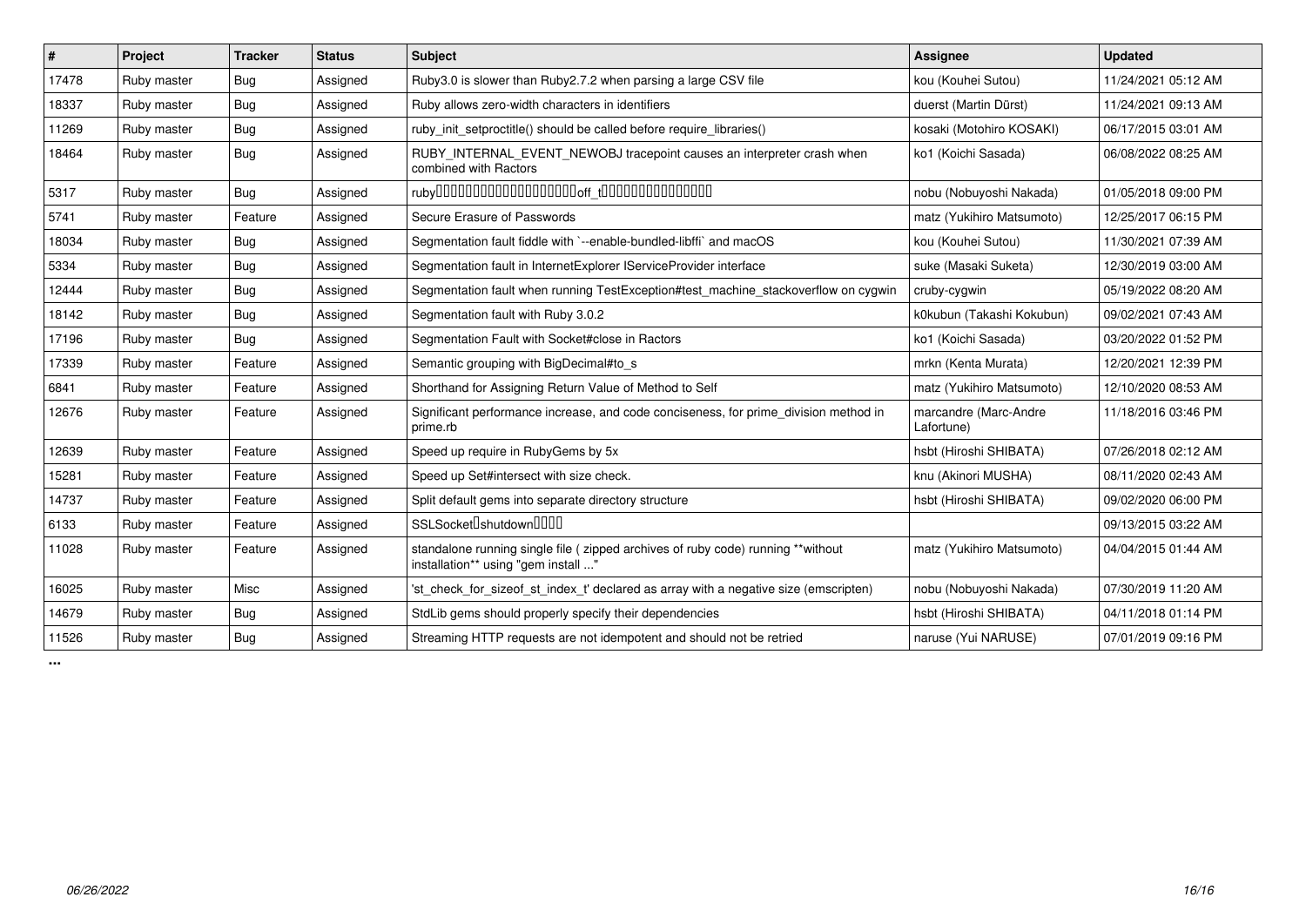| # | Project | Tracker | Status | Subject | Assignee | Updated |
|---|---|---|---|---|---|---|
| 17478 | Ruby master | Bug | Assigned | Ruby3.0 is slower than Ruby2.7.2 when parsing a large CSV file | kou (Kouhei Sutou) | 11/24/2021 05:12 AM |
| 18337 | Ruby master | Bug | Assigned | Ruby allows zero-width characters in identifiers | duerst (Martin Dürst) | 11/24/2021 09:13 AM |
| 11269 | Ruby master | Bug | Assigned | ruby_init_setproctitle() should be called before require_libraries() | kosaki (Motohiro KOSAKI) | 06/17/2015 03:01 AM |
| 18464 | Ruby master | Bug | Assigned | RUBY_INTERNAL_EVENT_NEWOBJ tracepoint causes an interpreter crash when combined with Ractors | ko1 (Koichi Sasada) | 06/08/2022 08:25 AM |
| 5317 | Ruby master | Bug | Assigned | ruby����������������������off_t���������������� | nobu (Nobuyoshi Nakada) | 01/05/2018 09:00 PM |
| 5741 | Ruby master | Feature | Assigned | Secure Erasure of Passwords | matz (Yukihiro Matsumoto) | 12/25/2017 06:15 PM |
| 18034 | Ruby master | Bug | Assigned | Segmentation fault fiddle with `--enable-bundled-libffi` and macOS | kou (Kouhei Sutou) | 11/30/2021 07:39 AM |
| 5334 | Ruby master | Bug | Assigned | Segmentation fault in InternetExplorer IServiceProvider interface | suke (Masaki Suketa) | 12/30/2019 03:00 AM |
| 12444 | Ruby master | Bug | Assigned | Segmentation fault when running TestException#test_machine_stackoverflow on cygwin | cruby-cygwin | 05/19/2022 08:20 AM |
| 18142 | Ruby master | Bug | Assigned | Segmentation fault with Ruby 3.0.2 | k0kubun (Takashi Kokubun) | 09/02/2021 07:43 AM |
| 17196 | Ruby master | Bug | Assigned | Segmentation Fault with Socket#close in Ractors | ko1 (Koichi Sasada) | 03/20/2022 01:52 PM |
| 17339 | Ruby master | Feature | Assigned | Semantic grouping with BigDecimal#to_s | mrkn (Kenta Murata) | 12/20/2021 12:39 PM |
| 6841 | Ruby master | Feature | Assigned | Shorthand for Assigning Return Value of Method to Self | matz (Yukihiro Matsumoto) | 12/10/2020 08:53 AM |
| 12676 | Ruby master | Feature | Assigned | Significant performance increase, and code conciseness, for prime_division method in prime.rb | marcandre (Marc-Andre Lafortune) | 11/18/2016 03:46 PM |
| 12639 | Ruby master | Feature | Assigned | Speed up require in RubyGems by 5x | hsbt (Hiroshi SHIBATA) | 07/26/2018 02:12 AM |
| 15281 | Ruby master | Feature | Assigned | Speed up Set#intersect with size check. | knu (Akinori MUSHA) | 08/11/2020 02:43 AM |
| 14737 | Ruby master | Feature | Assigned | Split default gems into separate directory structure | hsbt (Hiroshi SHIBATA) | 09/02/2020 06:00 PM |
| 6133 | Ruby master | Feature | Assigned | SSLSocket�shutdown���� | | 09/13/2015 03:22 AM |
| 11028 | Ruby master | Feature | Assigned | standalone running single file ( zipped archives of ruby code) running **without installation** using "gem install ..." | matz (Yukihiro Matsumoto) | 04/04/2015 01:44 AM |
| 16025 | Ruby master | Misc | Assigned | 'st_check_for_sizeof_st_index_t' declared as array with a negative size (emscripten) | nobu (Nobuyoshi Nakada) | 07/30/2019 11:20 AM |
| 14679 | Ruby master | Bug | Assigned | StdLib gems should properly specify their dependencies | hsbt (Hiroshi SHIBATA) | 04/11/2018 01:14 PM |
| 11526 | Ruby master | Bug | Assigned | Streaming HTTP requests are not idempotent and should not be retried | naruse (Yui NARUSE) | 07/01/2019 09:16 PM |

...